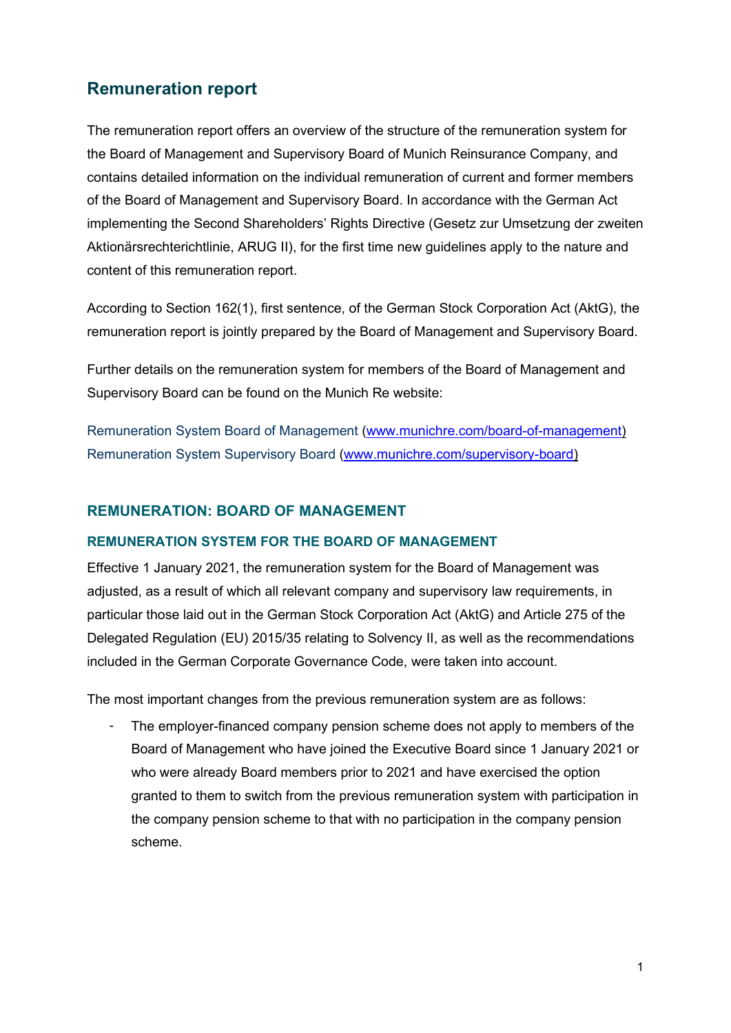# Remuneration report

The remuneration report offers an overview of the structure of the remuneration system for the Board of Management and Supervisory Board of Munich Reinsurance Company, and contains detailed information on the individual remuneration of current and former members of the Board of Management and Supervisory Board. In accordance with the German Act implementing the Second Shareholders' Rights Directive (Gesetz zur Umsetzung der zweiten Aktionärsrechterichtlinie, ARUG II), for the first time new guidelines apply to the nature and content of this remuneration report.

According to Section 162(1), first sentence, of the German Stock Corporation Act (AktG), the remuneration report is jointly prepared by the Board of Management and Supervisory Board.

Further details on the remuneration system for members of the Board of Management and Supervisory Board can be found on the Munich Re website:

Remuneration System Board of Management (www.munichre.com/board-of-management)
Remuneration System Supervisory Board (www.munichre.com/supervisory-board)

## REMUNERATION: BOARD OF MANAGEMENT

### REMUNERATION SYSTEM FOR THE BOARD OF MANAGEMENT

Effective 1 January 2021, the remuneration system for the Board of Management was adjusted, as a result of which all relevant company and supervisory law requirements, in particular those laid out in the German Stock Corporation Act (AktG) and Article 275 of the Delegated Regulation (EU) 2015/35 relating to Solvency II, as well as the recommendations included in the German Corporate Governance Code, were taken into account.

The most important changes from the previous remuneration system are as follows:

- The employer-financed company pension scheme does not apply to members of the Board of Management who have joined the Executive Board since 1 January 2021 or who were already Board members prior to 2021 and have exercised the option granted to them to switch from the previous remuneration system with participation in the company pension scheme to that with no participation in the company pension scheme.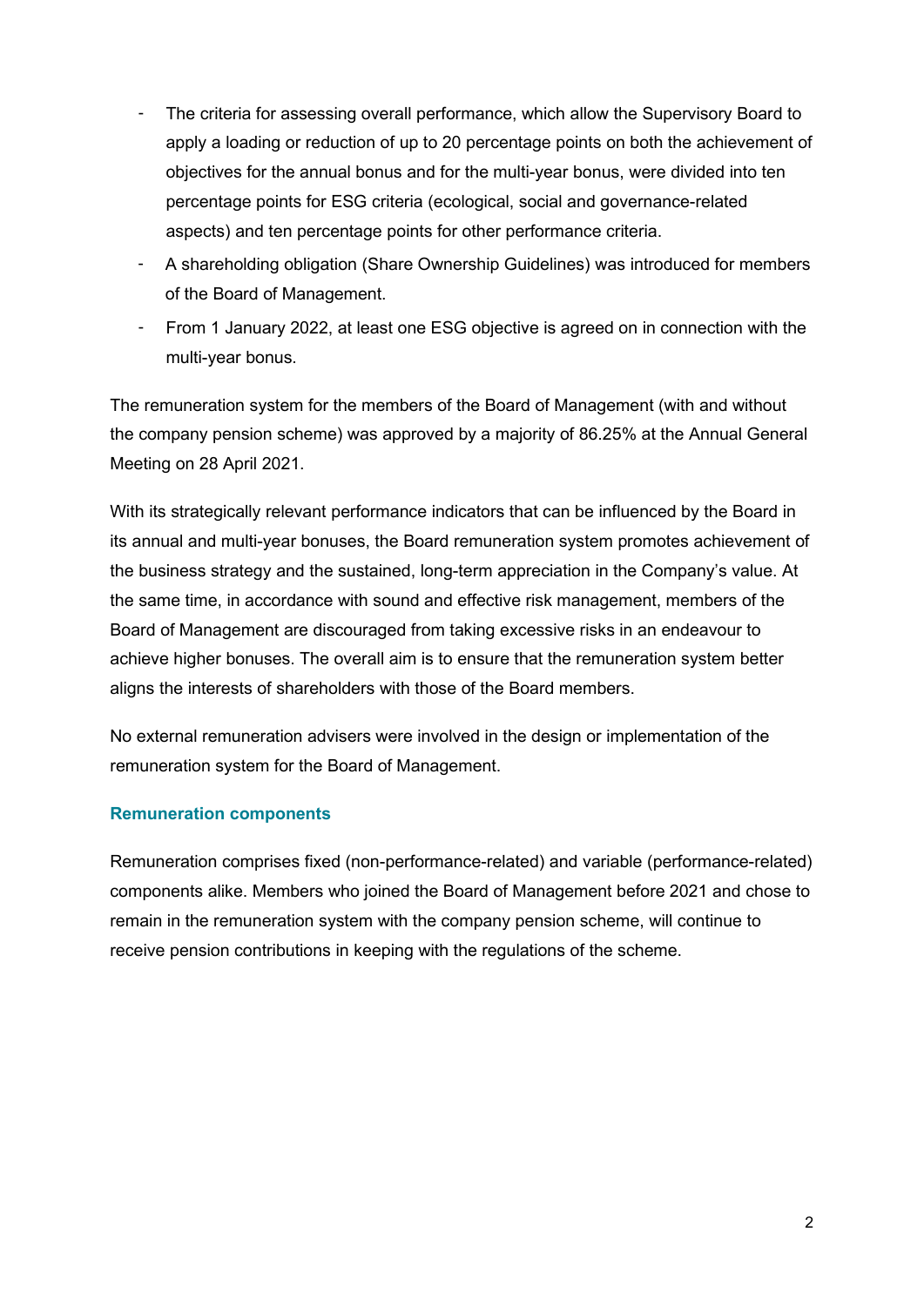- The criteria for assessing overall performance, which allow the Supervisory Board to apply a loading or reduction of up to 20 percentage points on both the achievement of objectives for the annual bonus and for the multi-year bonus, were divided into ten percentage points for ESG criteria (ecological, social and governance-related aspects) and ten percentage points for other performance criteria.
- A shareholding obligation (Share Ownership Guidelines) was introduced for members of the Board of Management.
- From 1 January 2022, at least one ESG objective is agreed on in connection with the multi-year bonus.

The remuneration system for the members of the Board of Management (with and without the company pension scheme) was approved by a majority of 86.25% at the Annual General Meeting on 28 April 2021.

With its strategically relevant performance indicators that can be influenced by the Board in its annual and multi-year bonuses, the Board remuneration system promotes achievement of the business strategy and the sustained, long-term appreciation in the Company's value. At the same time, in accordance with sound and effective risk management, members of the Board of Management are discouraged from taking excessive risks in an endeavour to achieve higher bonuses. The overall aim is to ensure that the remuneration system better aligns the interests of shareholders with those of the Board members.

No external remuneration advisers were involved in the design or implementation of the remuneration system for the Board of Management.

## Remuneration components

Remuneration comprises fixed (non-performance-related) and variable (performance-related) components alike. Members who joined the Board of Management before 2021 and chose to remain in the remuneration system with the company pension scheme, will continue to receive pension contributions in keeping with the regulations of the scheme.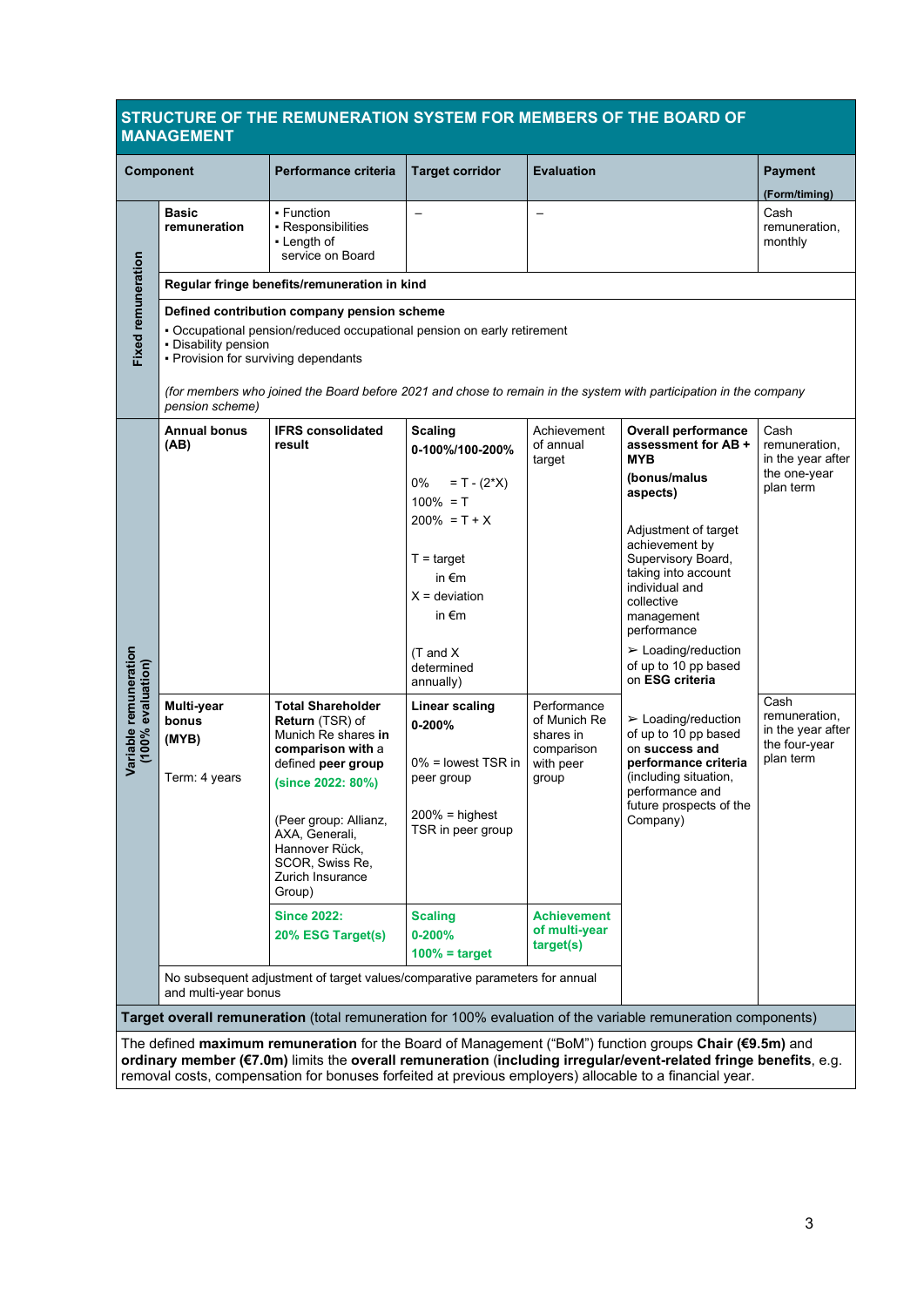## STRUCTURE OF THE REMUNERATION SYSTEM FOR MEMBERS OF THE BOARD OF MANAGEMENT

| | Component | Performance criteria | Target corridor | Evaluation | | Payment (Form/timing) |
|---|---|---|---|---|---|---|
| **Fixed remuneration** | **Basic remuneration** | ▪ Function<br>▪ Responsibilities<br>▪ Length of service on Board | – | – | | Cash remuneration, monthly |
| | **Regular fringe benefits/remuneration in kind** | | | | | |
| | **Defined contribution company pension scheme**<br>▪ Occupational pension/reduced occupational pension on early retirement<br>▪ Disability pension<br>▪ Provision for surviving dependants<br><br>*(for members who joined the Board before 2021 and chose to remain in the system with participation in the company pension scheme)* | | | | | |
| **Variable remuneration (100% evaluation)** | **Annual bonus (AB)** | **IFRS consolidated result** | **Scaling**<br>**0-100%/100-200%**<br><br>0% = T - (2*X)<br>100% = T<br>200% = T + X<br><br>T = target in €m<br>X = deviation in €m<br><br>(T and X determined annually) | Achievement of annual target | **Overall performance assessment for AB + MYB**<br>**(bonus/malus aspects)**<br><br>Adjustment of target achievement by Supervisory Board, taking into account individual and collective management performance<br><br>➢ Loading/reduction of up to 10 pp based on **ESG criteria** | Cash remuneration, in the year after the one-year plan term |
| | **Multi-year bonus (MYB)**<br><br>Term: 4 years | **Total Shareholder Return** (TSR) of Munich Re shares **in comparison with** a defined **peer group**<br>**(since 2022: 80%)**<br><br>(Peer group: Allianz, AXA, Generali, Hannover Rück, SCOR, Swiss Re, Zurich Insurance Group) | **Linear scaling**<br>**0-200%**<br><br>0% = lowest TSR in peer group<br><br>200% = highest TSR in peer group | Performance of Munich Re shares in comparison with peer group | ➢ Loading/reduction of up to 10 pp based on **success and performance criteria** (including situation, performance and future prospects of the Company) | Cash remuneration, in the year after the four-year plan term |
| | | **Since 2022:**<br>**20% ESG Target(s)** | **Scaling**<br>**0-200%**<br>**100% = target** | **Achievement of multi-year target(s)** | | |
| | No subsequent adjustment of target values/comparative parameters for annual and multi-year bonus | | | | | |
| **Target overall remuneration** (total remuneration for 100% evaluation of the variable remuneration components) | | | | | | |
| The defined **maximum remuneration** for the Board of Management ("BoM") function groups **Chair (€9.5m)** and **ordinary member (€7.0m)** limits the **overall remuneration** (**including irregular/event-related fringe benefits**, e.g. removal costs, compensation for bonuses forfeited at previous employers) allocable to a financial year. | | | | | | |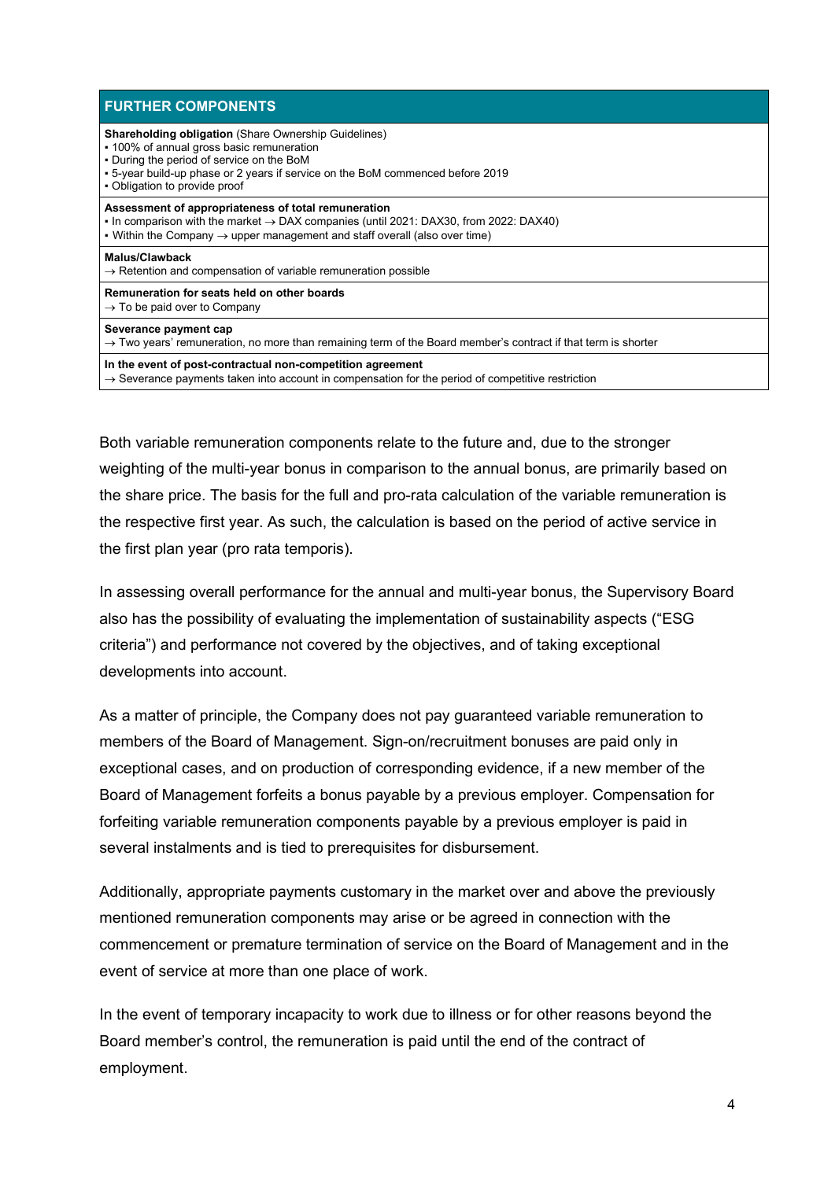| FURTHER COMPONENTS |
| --- |
| **Shareholding obligation** (Share Ownership Guidelines)<br>▪ 100% of annual gross basic remuneration<br>▪ During the period of service on the BoM<br>▪ 5-year build-up phase or 2 years if service on the BoM commenced before 2019<br>▪ Obligation to provide proof |
| **Assessment of appropriateness of total remuneration**<br>▪ In comparison with the market → DAX companies (until 2021: DAX30, from 2022: DAX40)<br>▪ Within the Company → upper management and staff overall (also over time) |
| **Malus/Clawback**<br>→ Retention and compensation of variable remuneration possible |
| **Remuneration for seats held on other boards**<br>→ To be paid over to Company |
| **Severance payment cap**<br>→ Two years' remuneration, no more than remaining term of the Board member's contract if that term is shorter |
| **In the event of post-contractual non-competition agreement**<br>→ Severance payments taken into account in compensation for the period of competitive restriction |

Both variable remuneration components relate to the future and, due to the stronger weighting of the multi-year bonus in comparison to the annual bonus, are primarily based on the share price. The basis for the full and pro-rata calculation of the variable remuneration is the respective first year. As such, the calculation is based on the period of active service in the first plan year (pro rata temporis).

In assessing overall performance for the annual and multi-year bonus, the Supervisory Board also has the possibility of evaluating the implementation of sustainability aspects ("ESG criteria") and performance not covered by the objectives, and of taking exceptional developments into account.

As a matter of principle, the Company does not pay guaranteed variable remuneration to members of the Board of Management. Sign-on/recruitment bonuses are paid only in exceptional cases, and on production of corresponding evidence, if a new member of the Board of Management forfeits a bonus payable by a previous employer. Compensation for forfeiting variable remuneration components payable by a previous employer is paid in several instalments and is tied to prerequisites for disbursement.

Additionally, appropriate payments customary in the market over and above the previously mentioned remuneration components may arise or be agreed in connection with the commencement or premature termination of service on the Board of Management and in the event of service at more than one place of work.

In the event of temporary incapacity to work due to illness or for other reasons beyond the Board member's control, the remuneration is paid until the end of the contract of employment.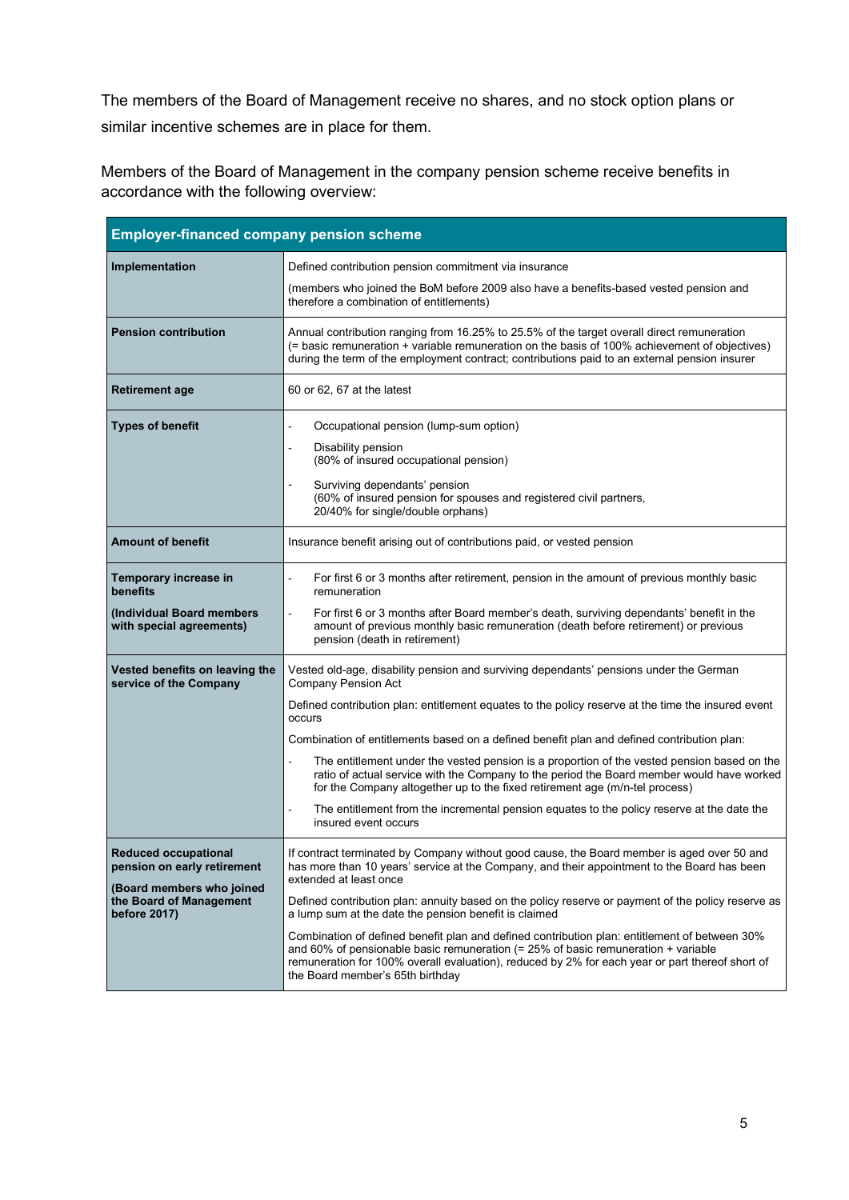The members of the Board of Management receive no shares, and no stock option plans or similar incentive schemes are in place for them.

Members of the Board of Management in the company pension scheme receive benefits in accordance with the following overview:

| **Employer-financed company pension scheme** | |
|---|---|
| **Implementation** | Defined contribution pension commitment via insurance<br><br>(members who joined the BoM before 2009 also have a benefits-based vested pension and therefore a combination of entitlements) |
| **Pension contribution** | Annual contribution ranging from 16.25% to 25.5% of the target overall direct remuneration (= basic remuneration + variable remuneration on the basis of 100% achievement of objectives) during the term of the employment contract; contributions paid to an external pension insurer |
| **Retirement age** | 60 or 62, 67 at the latest |
| **Types of benefit** | - Occupational pension (lump-sum option)<br>- Disability pension (80% of insured occupational pension)<br>- Surviving dependants' pension (60% of insured pension for spouses and registered civil partners, 20/40% for single/double orphans) |
| **Amount of benefit** | Insurance benefit arising out of contributions paid, or vested pension |
| **Temporary increase in benefits**<br><br>**(Individual Board members with special agreements)** | - For first 6 or 3 months after retirement, pension in the amount of previous monthly basic remuneration<br>- For first 6 or 3 months after Board member's death, surviving dependants' benefit in the amount of previous monthly basic remuneration (death before retirement) or previous pension (death in retirement) |
| **Vested benefits on leaving the service of the Company** | Vested old-age, disability pension and surviving dependants' pensions under the German Company Pension Act<br><br>Defined contribution plan: entitlement equates to the policy reserve at the time the insured event occurs<br><br>Combination of entitlements based on a defined benefit plan and defined contribution plan:<br>- The entitlement under the vested pension is a proportion of the vested pension based on the ratio of actual service with the Company to the period the Board member would have worked for the Company altogether up to the fixed retirement age (m/n-tel process)<br>- The entitlement from the incremental pension equates to the policy reserve at the date the insured event occurs |
| **Reduced occupational pension on early retirement**<br><br>**(Board members who joined the Board of Management before 2017)** | If contract terminated by Company without good cause, the Board member is aged over 50 and has more than 10 years' service at the Company, and their appointment to the Board has been extended at least once<br><br>Defined contribution plan: annuity based on the policy reserve or payment of the policy reserve as a lump sum at the date the pension benefit is claimed<br><br>Combination of defined benefit plan and defined contribution plan: entitlement of between 30% and 60% of pensionable basic remuneration (= 25% of basic remuneration + variable remuneration for 100% overall evaluation), reduced by 2% for each year or part thereof short of the Board member's 65th birthday |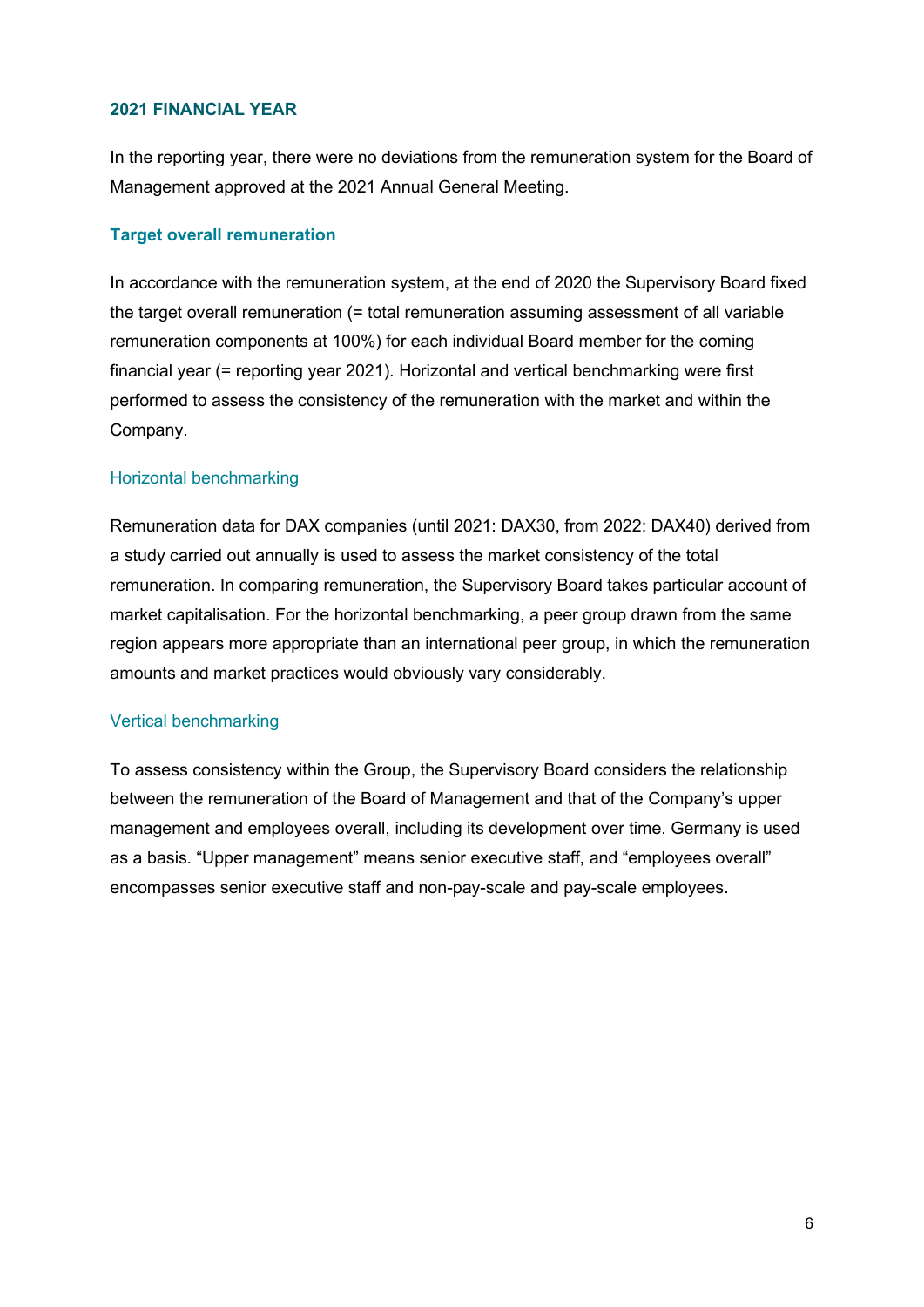## 2021 FINANCIAL YEAR

In the reporting year, there were no deviations from the remuneration system for the Board of Management approved at the 2021 Annual General Meeting.

### Target overall remuneration

In accordance with the remuneration system, at the end of 2020 the Supervisory Board fixed the target overall remuneration (= total remuneration assuming assessment of all variable remuneration components at 100%) for each individual Board member for the coming financial year (= reporting year 2021). Horizontal and vertical benchmarking were first performed to assess the consistency of the remuneration with the market and within the Company.

#### Horizontal benchmarking

Remuneration data for DAX companies (until 2021: DAX30, from 2022: DAX40) derived from a study carried out annually is used to assess the market consistency of the total remuneration. In comparing remuneration, the Supervisory Board takes particular account of market capitalisation. For the horizontal benchmarking, a peer group drawn from the same region appears more appropriate than an international peer group, in which the remuneration amounts and market practices would obviously vary considerably.

#### Vertical benchmarking

To assess consistency within the Group, the Supervisory Board considers the relationship between the remuneration of the Board of Management and that of the Company's upper management and employees overall, including its development over time. Germany is used as a basis. "Upper management" means senior executive staff, and "employees overall" encompasses senior executive staff and non-pay-scale and pay-scale employees.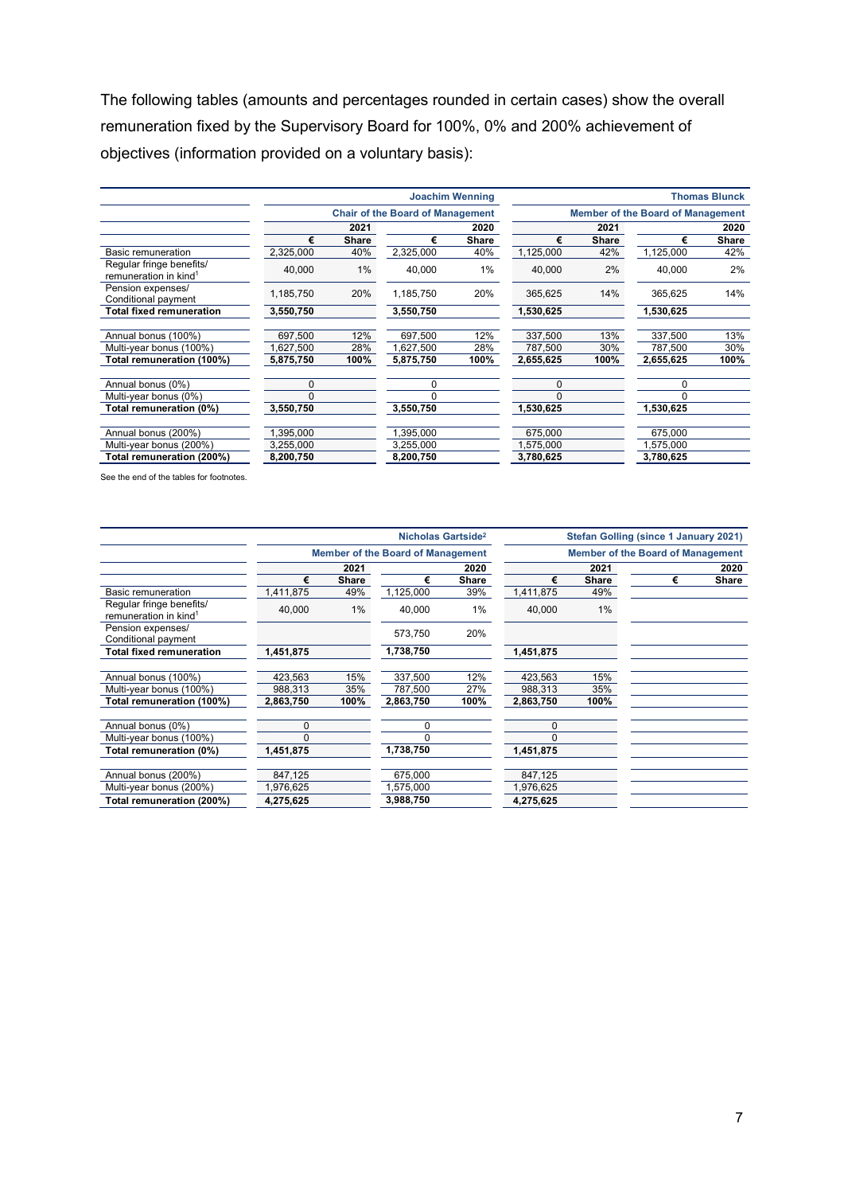The following tables (amounts and percentages rounded in certain cases) show the overall remuneration fixed by the Supervisory Board for 100%, 0% and 200% achievement of objectives (information provided on a voluntary basis):

| | Joachim Wenning | | | | Thomas Blunck | | | |
|---|---|---|---|---|---|---|---|---|
| | Chair of the Board of Management | | | | Member of the Board of Management | | | |
| | 2021 | | 2020 | | 2021 | | 2020 | |
| | € | Share | € | Share | € | Share | € | Share |
| Basic remuneration | 2,325,000 | 40% | 2,325,000 | 40% | 1,125,000 | 42% | 1,125,000 | 42% |
| Regular fringe benefits/ remuneration in kind[1] | 40,000 | 1% | 40,000 | 1% | 40,000 | 2% | 40,000 | 2% |
| Pension expenses/ Conditional payment | 1,185,750 | 20% | 1,185,750 | 20% | 365,625 | 14% | 365,625 | 14% |
| **Total fixed remuneration** | **3,550,750** | | **3,550,750** | | **1,530,625** | | **1,530,625** | |
| Annual bonus (100%) | 697,500 | 12% | 697,500 | 12% | 337,500 | 13% | 337,500 | 13% |
| Multi-year bonus (100%) | 1,627,500 | 28% | 1,627,500 | 28% | 787,500 | 30% | 787,500 | 30% |
| **Total remuneration (100%)** | **5,875,750** | **100%** | **5,875,750** | **100%** | **2,655,625** | **100%** | **2,655,625** | **100%** |
| Annual bonus (0%) | 0 | | 0 | | 0 | | 0 | |
| Multi-year bonus (0%) | 0 | | 0 | | 0 | | 0 | |
| **Total remuneration (0%)** | **3,550,750** | | **3,550,750** | | **1,530,625** | | **1,530,625** | |
| Annual bonus (200%) | 1,395,000 | | 1,395,000 | | 675,000 | | 675,000 | |
| Multi-year bonus (200%) | 3,255,000 | | 3,255,000 | | 1,575,000 | | 1,575,000 | |
| **Total remuneration (200%)** | **8,200,750** | | **8,200,750** | | **3,780,625** | | **3,780,625** | |

See the end of the tables for footnotes.

| | Nicholas Gartside[2] | | | | Stefan Golling (since 1 January 2021) | | | |
|---|---|---|---|---|---|---|---|---|
| | Member of the Board of Management | | | | Member of the Board of Management | | | |
| | 2021 | | 2020 | | 2021 | | 2020 | |
| | € | Share | € | Share | € | Share | € | Share |
| Basic remuneration | 1,411,875 | 49% | 1,125,000 | 39% | 1,411,875 | 49% | | |
| Regular fringe benefits/ remuneration in kind[1] | 40,000 | 1% | 40,000 | 1% | 40,000 | 1% | | |
| Pension expenses/ Conditional payment | | | 573,750 | 20% | | | | |
| **Total fixed remuneration** | **1,451,875** | | **1,738,750** | | **1,451,875** | | | |
| Annual bonus (100%) | 423,563 | 15% | 337,500 | 12% | 423,563 | 15% | | |
| Multi-year bonus (100%) | 988,313 | 35% | 787,500 | 27% | 988,313 | 35% | | |
| **Total remuneration (100%)** | **2,863,750** | **100%** | **2,863,750** | **100%** | **2,863,750** | **100%** | | |
| Annual bonus (0%) | 0 | | 0 | | 0 | | | |
| Multi-year bonus (100%) | 0 | | 0 | | 0 | | | |
| **Total remuneration (0%)** | **1,451,875** | | **1,738,750** | | **1,451,875** | | | |
| Annual bonus (200%) | 847,125 | | 675,000 | | 847,125 | | | |
| Multi-year bonus (200%) | 1,976,625 | | 1,575,000 | | 1,976,625 | | | |
| **Total remuneration (200%)** | **4,275,625** | | **3,988,750** | | **4,275,625** | | | |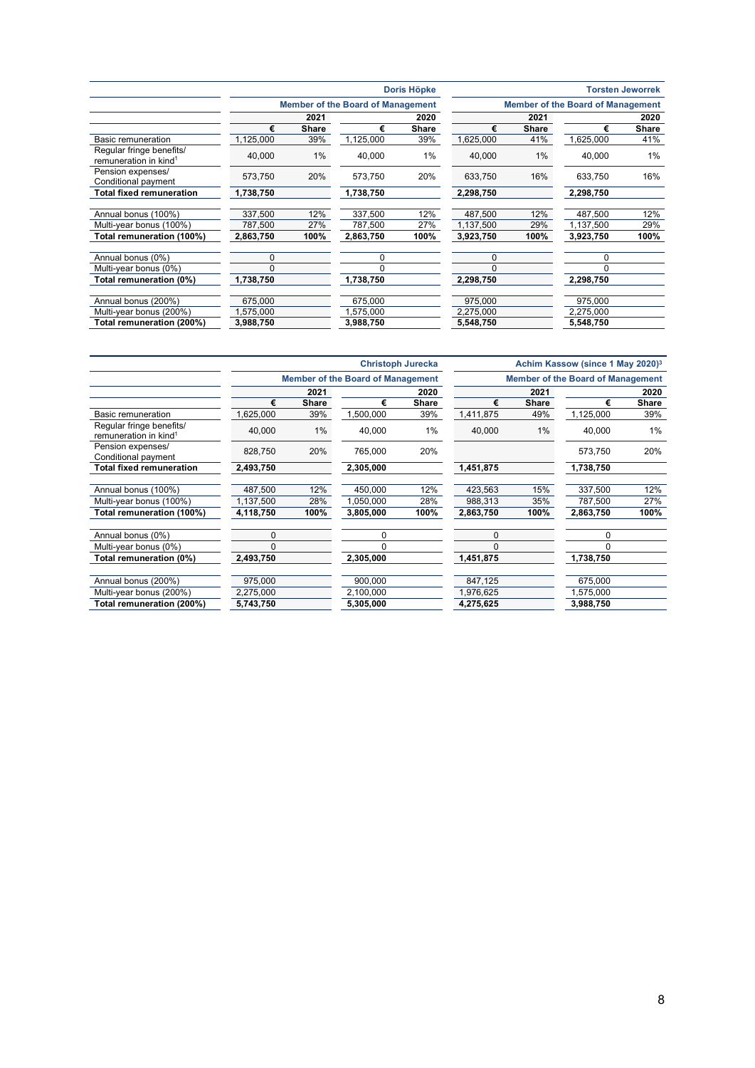| | Doris Höpke | | | | Torsten Jeworrek | | | |
|---|---|---|---|---|---|---|---|---|
| | Member of the Board of Management | | | | Member of the Board of Management | | | |
| | 2021 | | 2020 | | 2021 | | 2020 | |
| | € | Share | € | Share | € | Share | € | Share |
| Basic remuneration | 1,125,000 | 39% | 1,125,000 | 39% | 1,625,000 | 41% | 1,625,000 | 41% |
| Regular fringe benefits/ remuneration in kind[1] | 40,000 | 1% | 40,000 | 1% | 40,000 | 1% | 40,000 | 1% |
| Pension expenses/ Conditional payment | 573,750 | 20% | 573,750 | 20% | 633,750 | 16% | 633,750 | 16% |
| **Total fixed remuneration** | **1,738,750** | | **1,738,750** | | **2,298,750** | | **2,298,750** | |
| Annual bonus (100%) | 337,500 | 12% | 337,500 | 12% | 487,500 | 12% | 487,500 | 12% |
| Multi-year bonus (100%) | 787,500 | 27% | 787,500 | 27% | 1,137,500 | 29% | 1,137,500 | 29% |
| **Total remuneration (100%)** | **2,863,750** | **100%** | **2,863,750** | **100%** | **3,923,750** | **100%** | **3,923,750** | **100%** |
| Annual bonus (0%) | 0 | | 0 | | 0 | | 0 | |
| Multi-year bonus (0%) | 0 | | 0 | | 0 | | 0 | |
| **Total remuneration (0%)** | **1,738,750** | | **1,738,750** | | **2,298,750** | | **2,298,750** | |
| Annual bonus (200%) | 675,000 | | 675,000 | | 975,000 | | 975,000 | |
| Multi-year bonus (200%) | 1,575,000 | | 1,575,000 | | 2,275,000 | | 2,275,000 | |
| **Total remuneration (200%)** | **3,988,750** | | **3,988,750** | | **5,548,750** | | **5,548,750** | |

| | Christoph Jurecka | | | | Achim Kassow (since 1 May 2020)[3] | | | |
|---|---|---|---|---|---|---|---|---|
| | Member of the Board of Management | | | | Member of the Board of Management | | | |
| | 2021 | | 2020 | | 2021 | | 2020 | |
| | € | Share | € | Share | € | Share | € | Share |
| Basic remuneration | 1,625,000 | 39% | 1,500,000 | 39% | 1,411,875 | 49% | 1,125,000 | 39% |
| Regular fringe benefits/ remuneration in kind[1] | 40,000 | 1% | 40,000 | 1% | 40,000 | 1% | 40,000 | 1% |
| Pension expenses/ Conditional payment | 828,750 | 20% | 765,000 | 20% | | | 573,750 | 20% |
| **Total fixed remuneration** | **2,493,750** | | **2,305,000** | | **1,451,875** | | **1,738,750** | |
| Annual bonus (100%) | 487,500 | 12% | 450,000 | 12% | 423,563 | 15% | 337,500 | 12% |
| Multi-year bonus (100%) | 1,137,500 | 28% | 1,050,000 | 28% | 988,313 | 35% | 787,500 | 27% |
| **Total remuneration (100%)** | **4,118,750** | **100%** | **3,805,000** | **100%** | **2,863,750** | **100%** | **2,863,750** | **100%** |
| Annual bonus (0%) | 0 | | 0 | | 0 | | 0 | |
| Multi-year bonus (0%) | 0 | | 0 | | 0 | | 0 | |
| **Total remuneration (0%)** | **2,493,750** | | **2,305,000** | | **1,451,875** | | **1,738,750** | |
| Annual bonus (200%) | 975,000 | | 900,000 | | 847,125 | | 675,000 | |
| Multi-year bonus (200%) | 2,275,000 | | 2,100,000 | | 1,976,625 | | 1,575,000 | |
| **Total remuneration (200%)** | **5,743,750** | | **5,305,000** | | **4,275,625** | | **3,988,750** | |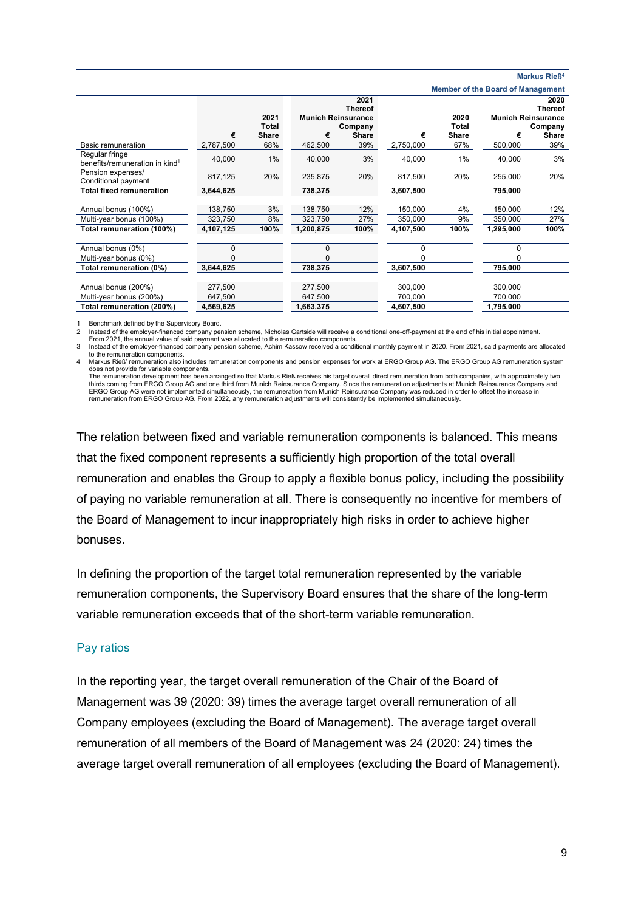| | | | | | | | | Markus Rieß[4] |
|---|---|---|---|---|---|---|---|---|
| | | | | | | | | Member of the Board of Management |
| | 2021 Total | | 2021 Thereof Munich Reinsurance Company | | 2020 Total | | 2020 Thereof Munich Reinsurance Company | |
| | € | Share | € | Share | € | Share | € | Share |
| Basic remuneration | 2,787,500 | 68% | 462,500 | 39% | 2,750,000 | 67% | 500,000 | 39% |
| Regular fringe benefits/remuneration in kind[1] | 40,000 | 1% | 40,000 | 3% | 40,000 | 1% | 40,000 | 3% |
| Pension expenses/ Conditional payment | 817,125 | 20% | 235,875 | 20% | 817,500 | 20% | 255,000 | 20% |
| **Total fixed remuneration** | **3,644,625** | | **738,375** | | **3,607,500** | | **795,000** | |
| Annual bonus (100%) | 138,750 | 3% | 138,750 | 12% | 150,000 | 4% | 150,000 | 12% |
| Multi-year bonus (100%) | 323,750 | 8% | 323,750 | 27% | 350,000 | 9% | 350,000 | 27% |
| **Total remuneration (100%)** | **4,107,125** | **100%** | **1,200,875** | **100%** | **4,107,500** | **100%** | **1,295,000** | **100%** |
| Annual bonus (0%) | 0 | | 0 | | 0 | | 0 | |
| Multi-year bonus (0%) | 0 | | 0 | | 0 | | 0 | |
| **Total remuneration (0%)** | **3,644,625** | | **738,375** | | **3,607,500** | | **795,000** | |
| Annual bonus (200%) | 277,500 | | 277,500 | | 300,000 | | 300,000 | |
| Multi-year bonus (200%) | 647,500 | | 647,500 | | 700,000 | | 700,000 | |
| **Total remuneration (200%)** | **4,569,625** | | **1,663,375** | | **4,607,500** | | **1,795,000** | |

1 Benchmark defined by the Supervisory Board.
2 Instead of the employer-financed company pension scheme, Nicholas Gartside will receive a conditional one-off-payment at the end of his initial appointment. From 2021, the annual value of said payment was allocated to the remuneration components.
3 Instead of the employer-financed company pension scheme, Achim Kassow received a conditional monthly payment in 2020. From 2021, said payments are allocated to the remuneration components.
4 Markus Rieß' remuneration also includes remuneration components and pension expenses for work at ERGO Group AG. The ERGO Group AG remuneration system does not provide for variable components.
The remuneration development has been arranged so that Markus Rieß receives his target overall direct remuneration from both companies, with approximately two thirds coming from ERGO Group AG and one third from Munich Reinsurance Company. Since the remuneration adjustments at Munich Reinsurance Company and ERGO Group AG were not implemented simultaneously, the remuneration from Munich Reinsurance Company was reduced in order to offset the increase in remuneration from ERGO Group AG. From 2022, any remuneration adjustments will consistently be implemented simultaneously.

The relation between fixed and variable remuneration components is balanced. This means that the fixed component represents a sufficiently high proportion of the total overall remuneration and enables the Group to apply a flexible bonus policy, including the possibility of paying no variable remuneration at all. There is consequently no incentive for members of the Board of Management to incur inappropriately high risks in order to achieve higher bonuses.

In defining the proportion of the target total remuneration represented by the variable remuneration components, the Supervisory Board ensures that the share of the long-term variable remuneration exceeds that of the short-term variable remuneration.

## Pay ratios

In the reporting year, the target overall remuneration of the Chair of the Board of Management was 39 (2020: 39) times the average target overall remuneration of all Company employees (excluding the Board of Management). The average target overall remuneration of all members of the Board of Management was 24 (2020: 24) times the average target overall remuneration of all employees (excluding the Board of Management).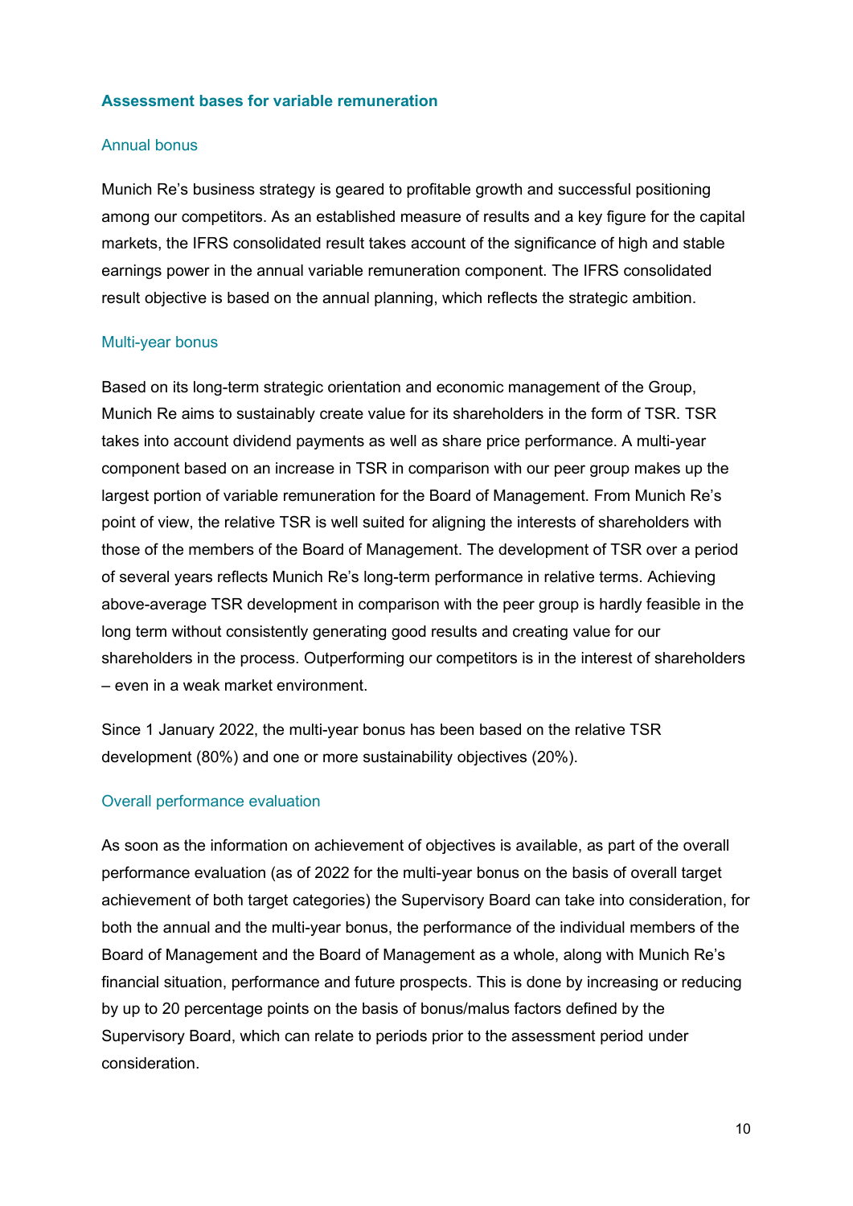## Assessment bases for variable remuneration

### Annual bonus

Munich Re's business strategy is geared to profitable growth and successful positioning among our competitors. As an established measure of results and a key figure for the capital markets, the IFRS consolidated result takes account of the significance of high and stable earnings power in the annual variable remuneration component. The IFRS consolidated result objective is based on the annual planning, which reflects the strategic ambition.

### Multi-year bonus

Based on its long-term strategic orientation and economic management of the Group, Munich Re aims to sustainably create value for its shareholders in the form of TSR. TSR takes into account dividend payments as well as share price performance. A multi-year component based on an increase in TSR in comparison with our peer group makes up the largest portion of variable remuneration for the Board of Management. From Munich Re's point of view, the relative TSR is well suited for aligning the interests of shareholders with those of the members of the Board of Management. The development of TSR over a period of several years reflects Munich Re's long-term performance in relative terms. Achieving above-average TSR development in comparison with the peer group is hardly feasible in the long term without consistently generating good results and creating value for our shareholders in the process. Outperforming our competitors is in the interest of shareholders – even in a weak market environment.

Since 1 January 2022, the multi-year bonus has been based on the relative TSR development (80%) and one or more sustainability objectives (20%).

### Overall performance evaluation

As soon as the information on achievement of objectives is available, as part of the overall performance evaluation (as of 2022 for the multi-year bonus on the basis of overall target achievement of both target categories) the Supervisory Board can take into consideration, for both the annual and the multi-year bonus, the performance of the individual members of the Board of Management and the Board of Management as a whole, along with Munich Re's financial situation, performance and future prospects. This is done by increasing or reducing by up to 20 percentage points on the basis of bonus/malus factors defined by the Supervisory Board, which can relate to periods prior to the assessment period under consideration.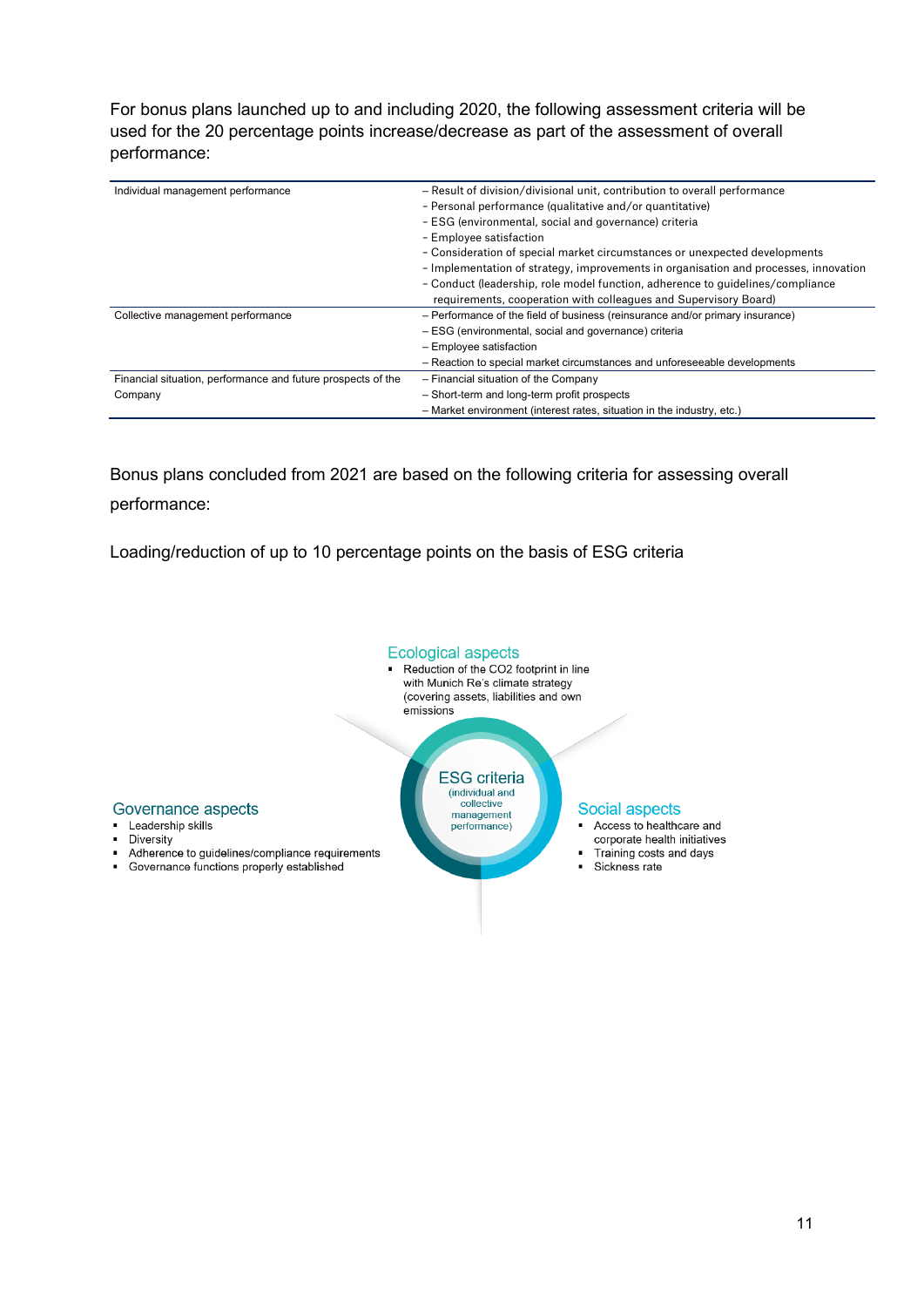For bonus plans launched up to and including 2020, the following assessment criteria will be used for the 20 percentage points increase/decrease as part of the assessment of overall performance:

| | |
|---|---|
| Individual management performance | – Result of division/divisional unit, contribution to overall performance<br>– Personal performance (qualitative and/or quantitative)<br>– ESG (environmental, social and governance) criteria<br>– Employee satisfaction<br>– Consideration of special market circumstances or unexpected developments<br>– Implementation of strategy, improvements in organisation and processes, innovation<br>– Conduct (leadership, role model function, adherence to guidelines/compliance requirements, cooperation with colleagues and Supervisory Board) |
| Collective management performance | – Performance of the field of business (reinsurance and/or primary insurance)<br>– ESG (environmental, social and governance) criteria<br>– Employee satisfaction<br>– Reaction to special market circumstances and unforeseeable developments |
| Financial situation, performance and future prospects of the Company | – Financial situation of the Company<br>– Short-term and long-term profit prospects<br>– Market environment (interest rates, situation in the industry, etc.) |

Bonus plans concluded from 2021 are based on the following criteria for assessing overall performance:

Loading/reduction of up to 10 percentage points on the basis of ESG criteria

**ESG criteria** (individual and collective management performance)

**Ecological aspects**
- Reduction of the CO2 footprint in line with Munich Re's climate strategy (covering assets, liabilities and own emissions

**Governance aspects**
- Leadership skills
- Diversity
- Adherence to guidelines/compliance requirements
- Governance functions properly established

**Social aspects**
- Access to healthcare and corporate health initiatives
- Training costs and days
- Sickness rate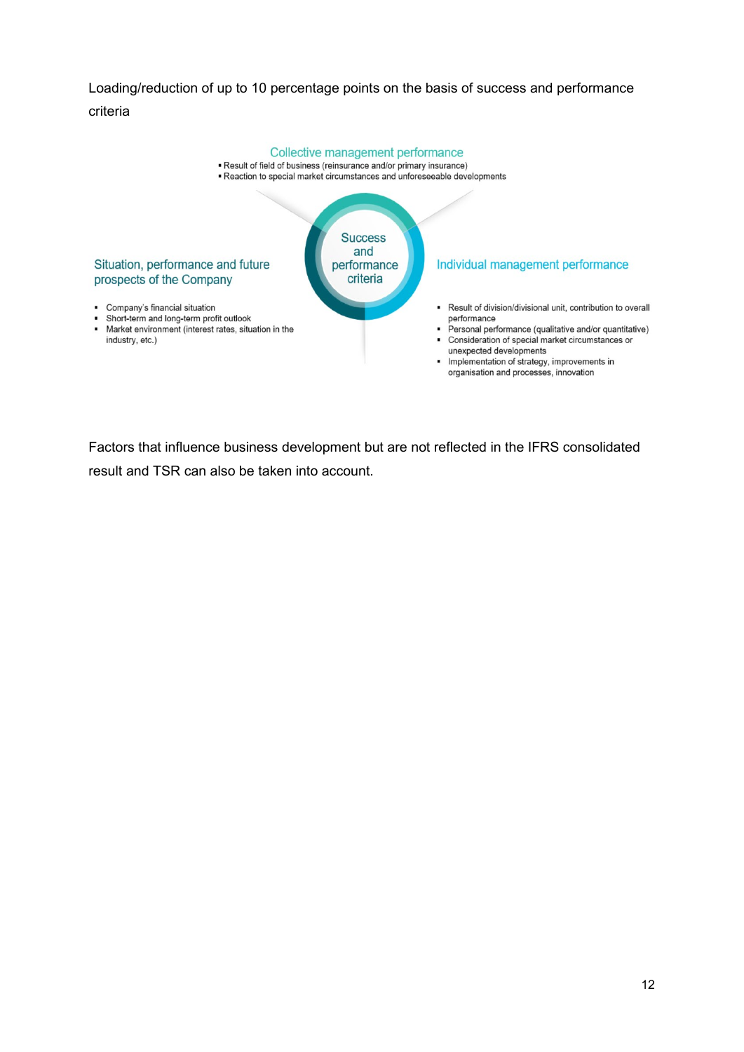Loading/reduction of up to 10 percentage points on the basis of success and performance criteria

**Collective management performance**

- Result of field of business (reinsurance and/or primary insurance)
- Reaction to special market circumstances and unforeseeable developments

**Success and performance criteria**

**Situation, performance and future prospects of the Company**

- Company's financial situation
- Short-term and long-term profit outlook
- Market environment (interest rates, situation in the industry, etc.)

**Individual management performance**

- Result of division/divisional unit, contribution to overall performance
- Personal performance (qualitative and/or quantitative)
- Consideration of special market circumstances or unexpected developments
- Implementation of strategy, improvements in organisation and processes, innovation

Factors that influence business development but are not reflected in the IFRS consolidated result and TSR can also be taken into account.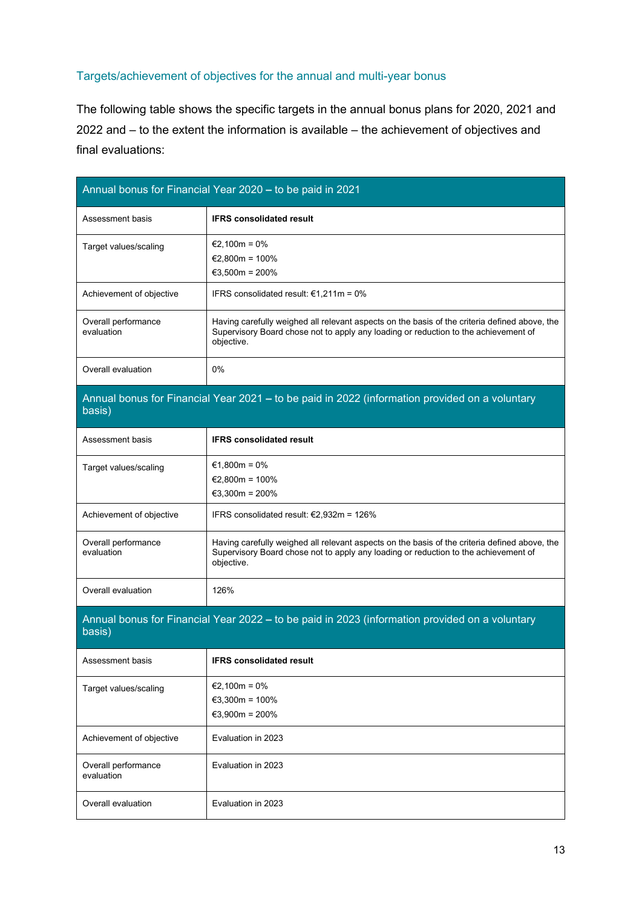## Targets/achievement of objectives for the annual and multi-year bonus

The following table shows the specific targets in the annual bonus plans for 2020, 2021 and 2022 and – to the extent the information is available – the achievement of objectives and final evaluations:

| Annual bonus for Financial Year 2020 – to be paid in 2021 | |
|---|---|
| Assessment basis | **IFRS consolidated result** |
| Target values/scaling | €2,100m = 0%<br>€2,800m = 100%<br>€3,500m = 200% |
| Achievement of objective | IFRS consolidated result: €1,211m = 0% |
| Overall performance evaluation | Having carefully weighed all relevant aspects on the basis of the criteria defined above, the Supervisory Board chose not to apply any loading or reduction to the achievement of objective. |
| Overall evaluation | 0% |
| **Annual bonus for Financial Year 2021 – to be paid in 2022 (information provided on a voluntary basis)** | |
| Assessment basis | **IFRS consolidated result** |
| Target values/scaling | €1,800m = 0%<br>€2,800m = 100%<br>€3,300m = 200% |
| Achievement of objective | IFRS consolidated result: €2,932m = 126% |
| Overall performance evaluation | Having carefully weighed all relevant aspects on the basis of the criteria defined above, the Supervisory Board chose not to apply any loading or reduction to the achievement of objective. |
| Overall evaluation | 126% |
| **Annual bonus for Financial Year 2022 – to be paid in 2023 (information provided on a voluntary basis)** | |
| Assessment basis | **IFRS consolidated result** |
| Target values/scaling | €2,100m = 0%<br>€3,300m = 100%<br>€3,900m = 200% |
| Achievement of objective | Evaluation in 2023 |
| Overall performance evaluation | Evaluation in 2023 |
| Overall evaluation | Evaluation in 2023 |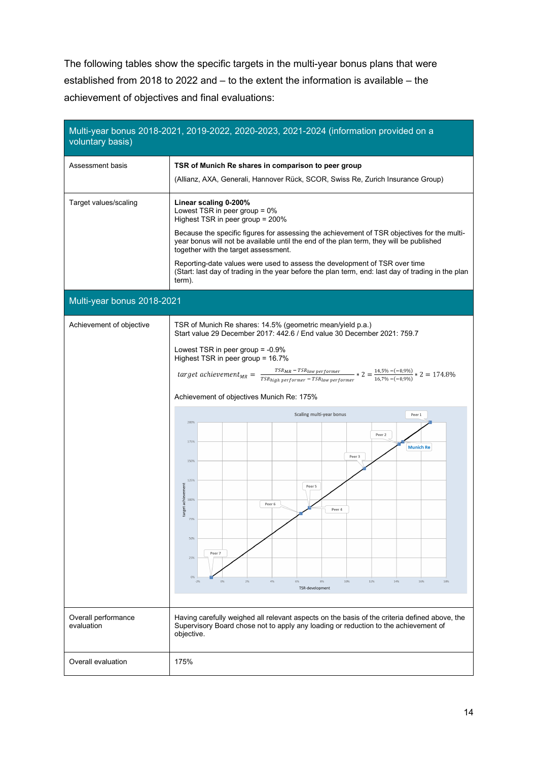The following tables show the specific targets in the multi-year bonus plans that were established from 2018 to 2022 and – to the extent the information is available – the achievement of objectives and final evaluations:

| Multi-year bonus 2018-2021, 2019-2022, 2020-2023, 2021-2024 (information provided on a voluntary basis) | |
|---|---|
| Assessment basis | **TSR of Munich Re shares in comparison to peer group** (Allianz, AXA, Generali, Hannover Rück, SCOR, Swiss Re, Zurich Insurance Group) |
| Target values/scaling | **Linear scaling 0-200%** Lowest TSR in peer group = 0% Highest TSR in peer group = 200% Because the specific figures for assessing the achievement of TSR objectives for the multi-year bonus will not be available until the end of the plan term, they will be published together with the target assessment. Reporting-date values were used to assess the development of TSR over time (Start: last day of trading in the year before the plan term, end: last day of trading in the plan term). |
| **Multi-year bonus 2018-2021** | |
| Achievement of objective | TSR of Munich Re shares: 14.5% (geometric mean/yield p.a.) Start value 29 December 2017: 442.6 / End value 30 December 2021: 759.7 Lowest TSR in peer group = -0.9% Highest TSR in peer group = 16.7% $target\ achievement_{MR} = \frac{TSR_{MR} - TSR_{low\ performer}}{TSR_{high\ performer} - TSR_{low\ performer}} * 2 = \frac{14{,}5\% - (-0{,}9\%)}{16{,}7\% - (-0{,}9\%)} * 2 = 174.8\%$ Achievement of objectives Munich Re: 175% |
| Overall performance evaluation | Having carefully weighed all relevant aspects on the basis of the criteria defined above, the Supervisory Board chose not to apply any loading or reduction to the achievement of objective. |
| Overall evaluation | 175% |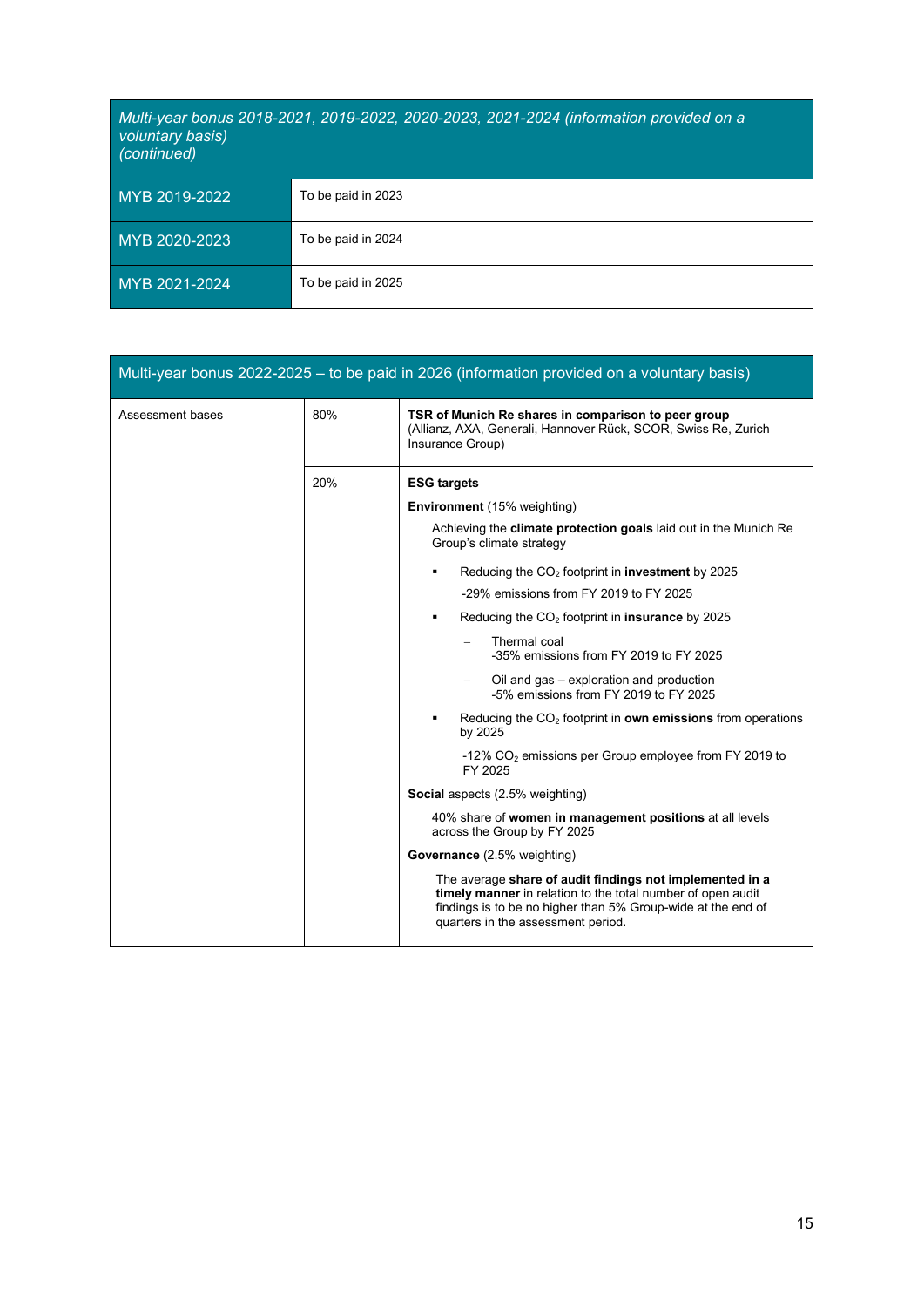| *Multi-year bonus 2018-2021, 2019-2022, 2020-2023, 2021-2024 (information provided on a voluntary basis) (continued)* | |
|---|---|
| MYB 2019-2022 | To be paid in 2023 |
| MYB 2020-2023 | To be paid in 2024 |
| MYB 2021-2024 | To be paid in 2025 |

| Multi-year bonus 2022-2025 – to be paid in 2026 (information provided on a voluntary basis) | | |
|---|---|---|
| Assessment bases | 80% | **TSR of Munich Re shares in comparison to peer group** (Allianz, AXA, Generali, Hannover Rück, SCOR, Swiss Re, Zurich Insurance Group) |
| | 20% | **ESG targets**<br><br>**Environment** (15% weighting)<br><br>Achieving the **climate protection goals** laid out in the Munich Re Group's climate strategy<br><br>▪ Reducing the $CO_2$ footprint in **investment** by 2025<br>-29% emissions from FY 2019 to FY 2025<br>▪ Reducing the $CO_2$ footprint in **insurance** by 2025<br>– Thermal coal -35% emissions from FY 2019 to FY 2025<br>– Oil and gas – exploration and production -5% emissions from FY 2019 to FY 2025<br>▪ Reducing the $CO_2$ footprint in **own emissions** from operations by 2025<br>-12% $CO_2$ emissions per Group employee from FY 2019 to FY 2025<br><br>**Social** aspects (2.5% weighting)<br><br>40% share of **women in management positions** at all levels across the Group by FY 2025<br><br>**Governance** (2.5% weighting)<br><br>The average **share of audit findings not implemented in a timely manner** in relation to the total number of open audit findings is to be no higher than 5% Group-wide at the end of quarters in the assessment period. |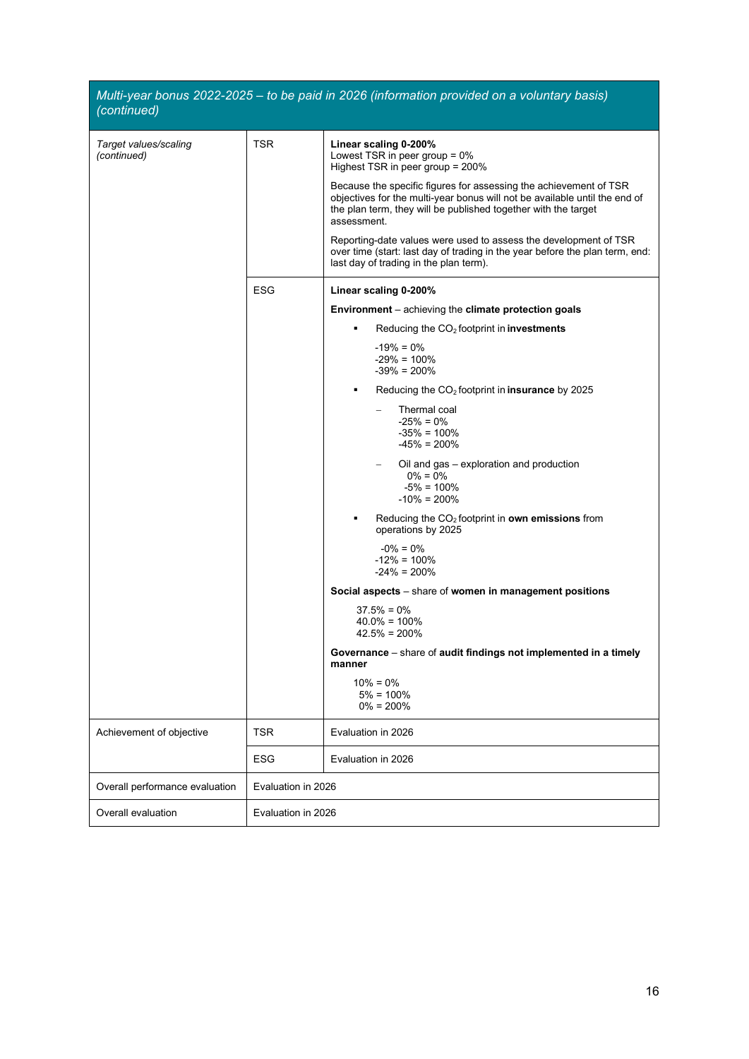| *Multi-year bonus 2022-2025 – to be paid in 2026 (information provided on a voluntary basis) (continued)* | | |
|---|---|---|
| *Target values/scaling (continued)* | TSR | **Linear scaling 0-200%**<br>Lowest TSR in peer group = 0%<br>Highest TSR in peer group = 200%<br><br>Because the specific figures for assessing the achievement of TSR objectives for the multi-year bonus will not be available until the end of the plan term, they will be published together with the target assessment.<br><br>Reporting-date values were used to assess the development of TSR over time (start: last day of trading in the year before the plan term, end: last day of trading in the plan term). |
| | ESG | **Linear scaling 0-200%**<br><br>**Environment** – achieving the **climate protection goals**<br><br>▪ Reducing the $CO_2$ footprint in **investments**<br>-19% = 0%<br>-29% = 100%<br>-39% = 200%<br><br>▪ Reducing the $CO_2$ footprint in **insurance** by 2025<br>– Thermal coal<br>-25% = 0%<br>-35% = 100%<br>-45% = 200%<br>– Oil and gas – exploration and production<br>0% = 0%<br>-5% = 100%<br>-10% = 200%<br><br>▪ Reducing the $CO_2$ footprint in **own emissions** from operations by 2025<br>-0% = 0%<br>-12% = 100%<br>-24% = 200%<br><br>**Social aspects** – share of **women in management positions**<br>37.5% = 0%<br>40.0% = 100%<br>42.5% = 200%<br><br>**Governance** – share of **audit findings not implemented in a timely manner**<br>10% = 0%<br>5% = 100%<br>0% = 200% |
| Achievement of objective | TSR | Evaluation in 2026 |
| | ESG | Evaluation in 2026 |
| Overall performance evaluation | Evaluation in 2026 | |
| Overall evaluation | Evaluation in 2026 | |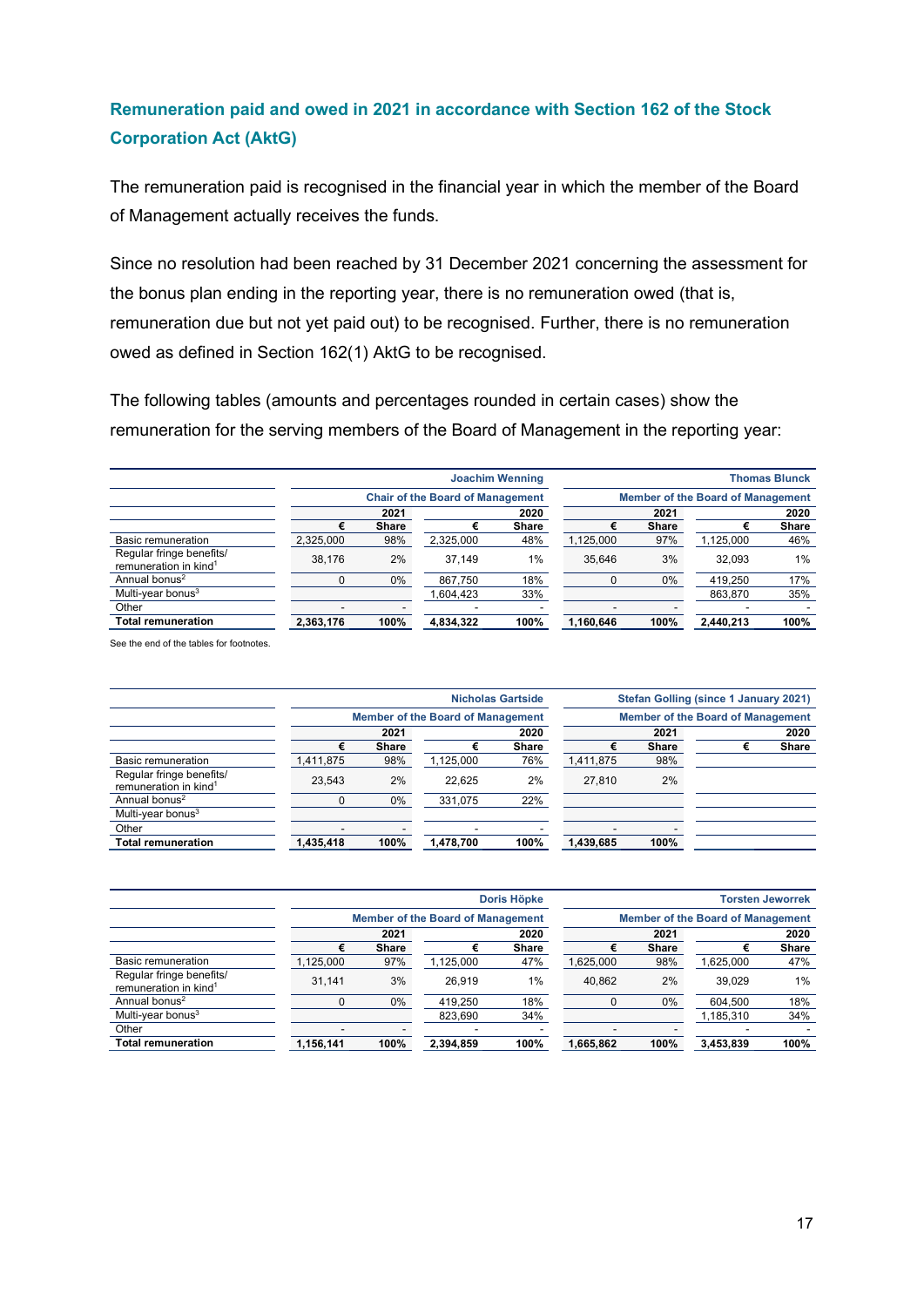## Remuneration paid and owed in 2021 in accordance with Section 162 of the Stock Corporation Act (AktG)

The remuneration paid is recognised in the financial year in which the member of the Board of Management actually receives the funds.

Since no resolution had been reached by 31 December 2021 concerning the assessment for the bonus plan ending in the reporting year, there is no remuneration owed (that is, remuneration due but not yet paid out) to be recognised. Further, there is no remuneration owed as defined in Section 162(1) AktG to be recognised.

The following tables (amounts and percentages rounded in certain cases) show the remuneration for the serving members of the Board of Management in the reporting year:

| | Joachim Wenning | | | | Thomas Blunck | | | |
|---|---|---|---|---|---|---|---|---|
| | Chair of the Board of Management | | | | Member of the Board of Management | | | |
| | 2021 | | 2020 | | 2021 | | 2020 | |
| | € | Share | € | Share | € | Share | € | Share |
| Basic remuneration | 2,325,000 | 98% | 2,325,000 | 48% | 1,125,000 | 97% | 1,125,000 | 46% |
| Regular fringe benefits/ remuneration in kind[1] | 38,176 | 2% | 37,149 | 1% | 35,646 | 3% | 32,093 | 1% |
| Annual bonus[2] | 0 | 0% | 867,750 | 18% | 0 | 0% | 419,250 | 17% |
| Multi-year bonus[3] | | | 1,604,423 | 33% | | | 863,870 | 35% |
| Other | - | - | - | - | - | - | - | - |
| **Total remuneration** | **2,363,176** | **100%** | **4,834,322** | **100%** | **1,160,646** | **100%** | **2,440,213** | **100%** |

See the end of the tables for footnotes.

| | Nicholas Gartside | | | | Stefan Golling (since 1 January 2021) | | | |
|---|---|---|---|---|---|---|---|---|
| | Member of the Board of Management | | | | Member of the Board of Management | | | |
| | 2021 | | 2020 | | 2021 | | 2020 | |
| | € | Share | € | Share | € | Share | € | Share |
| Basic remuneration | 1,411,875 | 98% | 1,125,000 | 76% | 1,411,875 | 98% | | |
| Regular fringe benefits/ remuneration in kind[1] | 23,543 | 2% | 22,625 | 2% | 27,810 | 2% | | |
| Annual bonus[2] | 0 | 0% | 331,075 | 22% | | | | |
| Multi-year bonus[3] | | | | | | | | |
| Other | - | - | - | - | - | - | | |
| **Total remuneration** | **1,435,418** | **100%** | **1,478,700** | **100%** | **1,439,685** | **100%** | | |

| | Doris Höpke | | | | Torsten Jeworrek | | | |
|---|---|---|---|---|---|---|---|---|
| | Member of the Board of Management | | | | Member of the Board of Management | | | |
| | 2021 | | 2020 | | 2021 | | 2020 | |
| | € | Share | € | Share | € | Share | € | Share |
| Basic remuneration | 1,125,000 | 97% | 1,125,000 | 47% | 1,625,000 | 98% | 1,625,000 | 47% |
| Regular fringe benefits/ remuneration in kind[1] | 31,141 | 3% | 26,919 | 1% | 40,862 | 2% | 39,029 | 1% |
| Annual bonus[2] | 0 | 0% | 419,250 | 18% | 0 | 0% | 604,500 | 18% |
| Multi-year bonus[3] | | | 823,690 | 34% | | | 1,185,310 | 34% |
| Other | - | - | - | - | - | - | - | - |
| **Total remuneration** | **1,156,141** | **100%** | **2,394,859** | **100%** | **1,665,862** | **100%** | **3,453,839** | **100%** |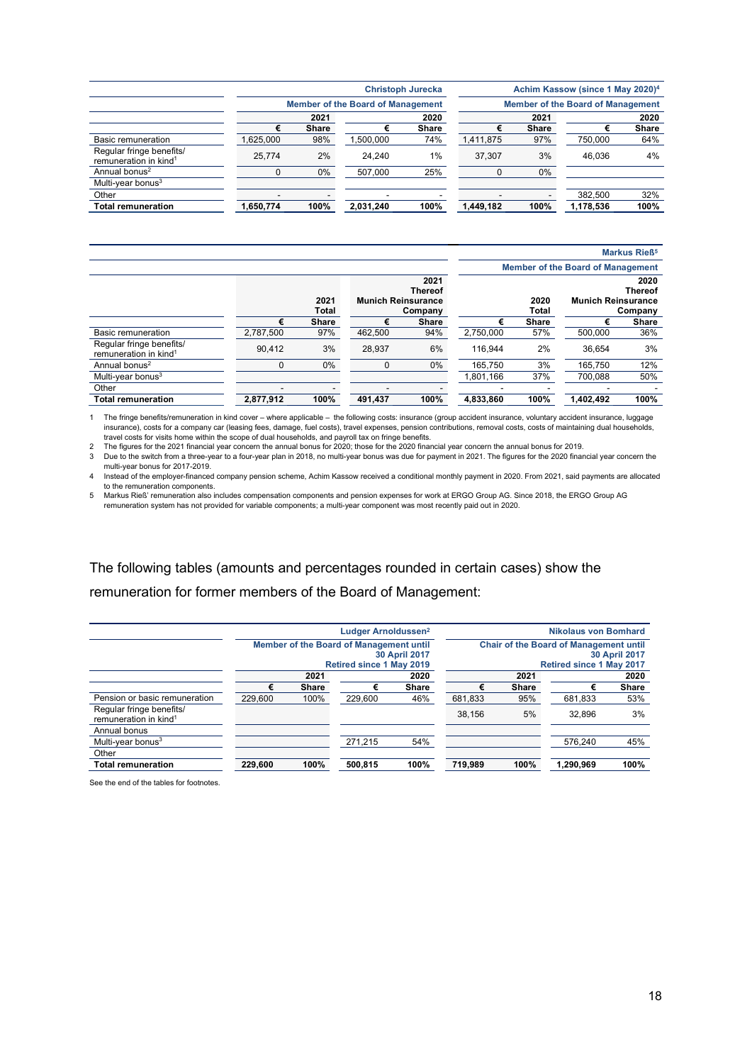| | Christoph Jurecka | | | | Achim Kassow (since 1 May 2020)[4] | | | |
|---|---|---|---|---|---|---|---|---|
| | Member of the Board of Management | | | | Member of the Board of Management | | | |
| | 2021 | | 2020 | | 2021 | | 2020 | |
| | € | Share | € | Share | € | Share | € | Share |
| Basic remuneration | 1,625,000 | 98% | 1,500,000 | 74% | 1,411,875 | 97% | 750,000 | 64% |
| Regular fringe benefits/ remuneration in kind[1] | 25,774 | 2% | 24,240 | 1% | 37,307 | 3% | 46,036 | 4% |
| Annual bonus[2] | 0 | 0% | 507,000 | 25% | 0 | 0% | | |
| Multi-year bonus[3] | | | | | | | | |
| Other | - | - | - | - | - | - | 382,500 | 32% |
| **Total remuneration** | **1,650,774** | **100%** | **2,031,240** | **100%** | **1,449,182** | **100%** | **1,178,536** | **100%** |

| | Markus Rieß[5] | | | | | | | |
|---|---|---|---|---|---|---|---|---|
| | Member of the Board of Management | | | | | | | |
| | 2021 Total | | 2021 Thereof Munich Reinsurance Company | | 2020 Total | | 2020 Thereof Munich Reinsurance Company | |
| | € | Share | € | Share | € | Share | € | Share |
| Basic remuneration | 2,787,500 | 97% | 462,500 | 94% | 2,750,000 | 57% | 500,000 | 36% |
| Regular fringe benefits/ remuneration in kind[1] | 90,412 | 3% | 28,937 | 6% | 116,944 | 2% | 36,654 | 3% |
| Annual bonus[2] | 0 | 0% | 0 | 0% | 165,750 | 3% | 165,750 | 12% |
| Multi-year bonus[3] | | | | | 1,801,166 | 37% | 700,088 | 50% |
| Other | - | - | - | - | - | - | - | - |
| **Total remuneration** | **2,877,912** | **100%** | **491,437** | **100%** | **4,833,860** | **100%** | **1,402,492** | **100%** |

1 The fringe benefits/remuneration in kind cover – where applicable – the following costs: insurance (group accident insurance, voluntary accident insurance, luggage insurance), costs for a company car (leasing fees, damage, fuel costs), travel expenses, pension contributions, removal costs, costs of maintaining dual households, travel costs for visits home within the scope of dual households, and payroll tax on fringe benefits.

2 The figures for the 2021 financial year concern the annual bonus for 2020; those for the 2020 financial year concern the annual bonus for 2019.

3 Due to the switch from a three-year to a four-year plan in 2018, no multi-year bonus was due for payment in 2021. The figures for the 2020 financial year concern the multi-year bonus for 2017-2019.

4 Instead of the employer-financed company pension scheme, Achim Kassow received a conditional monthly payment in 2020. From 2021, said payments are allocated to the remuneration components.

5 Markus Rieß' remuneration also includes compensation components and pension expenses for work at ERGO Group AG. Since 2018, the ERGO Group AG remuneration system has not provided for variable components; a multi-year component was most recently paid out in 2020.

The following tables (amounts and percentages rounded in certain cases) show the remuneration for former members of the Board of Management:

| | Ludger Arnoldussen[2] | | | | Nikolaus von Bomhard | | | |
|---|---|---|---|---|---|---|---|---|
| | Member of the Board of Management until 30 April 2017 Retired since 1 May 2019 | | | | Chair of the Board of Management until 30 April 2017 Retired since 1 May 2017 | | | |
| | 2021 | | 2020 | | 2021 | | 2020 | |
| | € | Share | € | Share | € | Share | € | Share |
| Pension or basic remuneration | 229,600 | 100% | 229,600 | 46% | 681,833 | 95% | 681,833 | 53% |
| Regular fringe benefits/ remuneration in kind[1] | | | | | 38,156 | 5% | 32,896 | 3% |
| Annual bonus | | | | | | | | |
| Multi-year bonus[3] | | | 271,215 | 54% | | | 576,240 | 45% |
| Other | | | | | | | | |
| **Total remuneration** | **229,600** | **100%** | **500,815** | **100%** | **719,989** | **100%** | **1,290,969** | **100%** |

See the end of the tables for footnotes.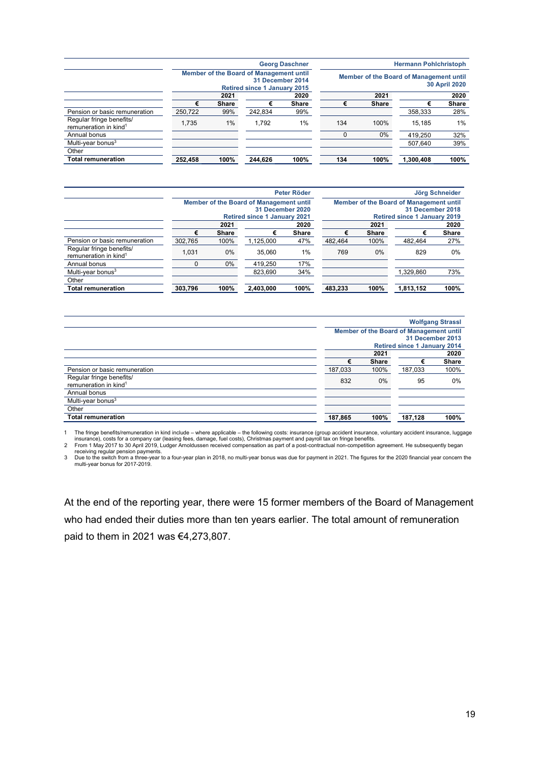| | Georg Daschner | | | | Hermann Pohlchristoph | | | |
|---|---|---|---|---|---|---|---|---|
| | Member of the Board of Management until 31 December 2014 Retired since 1 January 2015 | | | | Member of the Board of Management until 30 April 2020 | | | |
| | 2021 | | 2020 | | 2021 | | 2020 | |
| | € | Share | € | Share | € | Share | € | Share |
| Pension or basic remuneration | 250,722 | 99% | 242,834 | 99% | | | 358,333 | 28% |
| Regular fringe benefits/ remuneration in kind[1] | 1,735 | 1% | 1,792 | 1% | 134 | 100% | 15,185 | 1% |
| Annual bonus | | | | | 0 | 0% | 419,250 | 32% |
| Multi-year bonus[3] | | | | | | | 507,640 | 39% |
| Other | | | | | | | | |
| **Total remuneration** | **252,458** | **100%** | **244,626** | **100%** | **134** | **100%** | **1,300,408** | **100%** |

| | Peter Röder | | | | Jörg Schneider | | | |
|---|---|---|---|---|---|---|---|---|
| | Member of the Board of Management until 31 December 2020 Retired since 1 January 2021 | | | | Member of the Board of Management until 31 December 2018 Retired since 1 January 2019 | | | |
| | 2021 | | 2020 | | 2021 | | 2020 | |
| | € | Share | € | Share | € | Share | € | Share |
| Pension or basic remuneration | 302,765 | 100% | 1,125,000 | 47% | 482,464 | 100% | 482,464 | 27% |
| Regular fringe benefits/ remuneration in kind[1] | 1,031 | 0% | 35,060 | 1% | 769 | 0% | 829 | 0% |
| Annual bonus | 0 | 0% | 419,250 | 17% | | | | |
| Multi-year bonus[3] | | | 823,690 | 34% | | | 1,329,860 | 73% |
| Other | | | | | | | | |
| **Total remuneration** | **303,796** | **100%** | **2,403,000** | **100%** | **483,233** | **100%** | **1,813,152** | **100%** |

| | Wolfgang Strassl | | | |
|---|---|---|---|---|
| | Member of the Board of Management until 31 December 2013 Retired since 1 January 2014 | | | |
| | 2021 | | 2020 | |
| | € | Share | € | Share |
| Pension or basic remuneration | 187,033 | 100% | 187,033 | 100% |
| Regular fringe benefits/ remuneration in kind[1] | 832 | 0% | 95 | 0% |
| Annual bonus | | | | |
| Multi-year bonus[3] | | | | |
| Other | | | | |
| **Total remuneration** | **187,865** | **100%** | **187,128** | **100%** |

1 The fringe benefits/remuneration in kind include – where applicable – the following costs: insurance (group accident insurance, voluntary accident insurance, luggage insurance), costs for a company car (leasing fees, damage, fuel costs), Christmas payment and payroll tax on fringe benefits.
2 From 1 May 2017 to 30 April 2019, Ludger Arnoldussen received compensation as part of a post-contractual non-competition agreement. He subsequently began receiving regular pension payments.
3 Due to the switch from a three-year to a four-year plan in 2018, no multi-year bonus was due for payment in 2021. The figures for the 2020 financial year concern the multi-year bonus for 2017-2019.

At the end of the reporting year, there were 15 former members of the Board of Management who had ended their duties more than ten years earlier. The total amount of remuneration paid to them in 2021 was €4,273,807.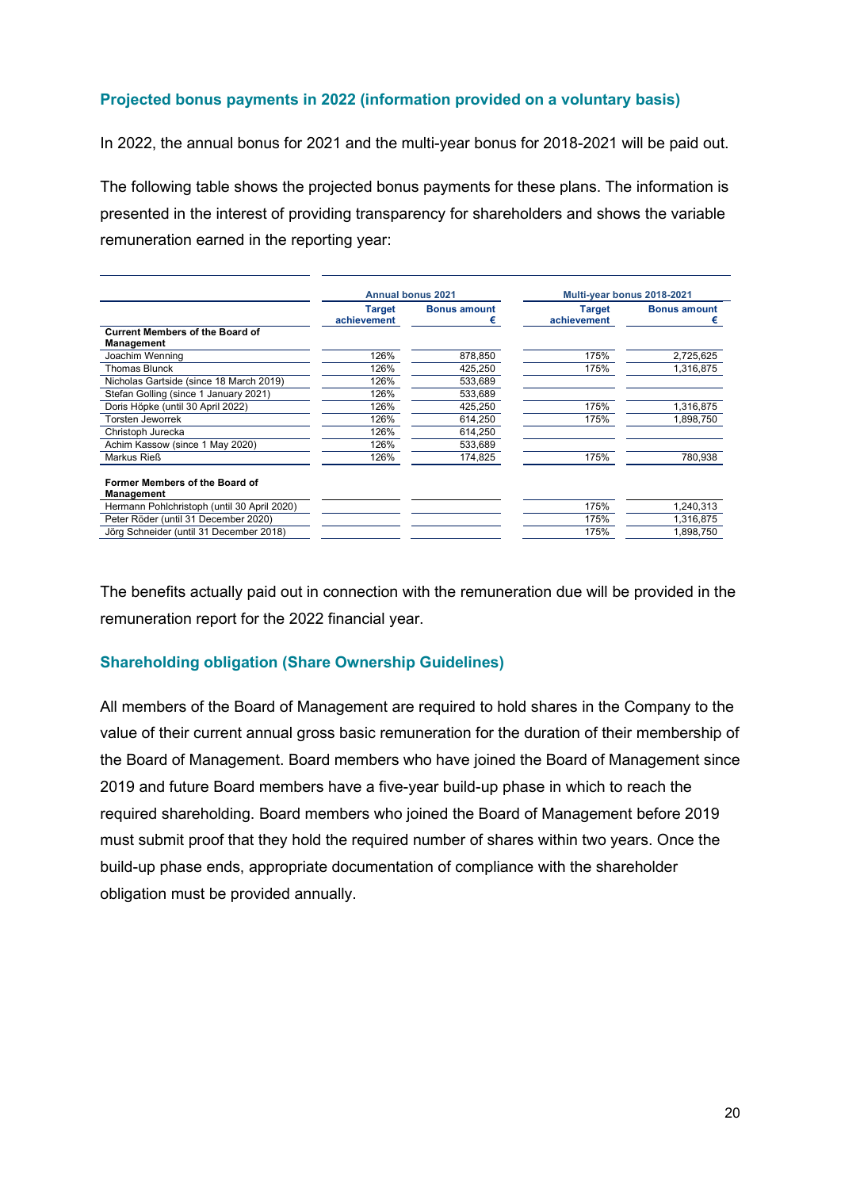## Projected bonus payments in 2022 (information provided on a voluntary basis)

In 2022, the annual bonus for 2021 and the multi-year bonus for 2018-2021 will be paid out.

The following table shows the projected bonus payments for these plans. The information is presented in the interest of providing transparency for shareholders and shows the variable remuneration earned in the reporting year:

| | Annual bonus 2021 | | Multi-year bonus 2018-2021 | |
|---|---|---|---|---|
| | Target achievement | Bonus amount € | Target achievement | Bonus amount € |
| **Current Members of the Board of Management** | | | | |
| Joachim Wenning | 126% | 878,850 | 175% | 2,725,625 |
| Thomas Blunck | 126% | 425,250 | 175% | 1,316,875 |
| Nicholas Gartside (since 18 March 2019) | 126% | 533,689 | | |
| Stefan Golling (since 1 January 2021) | 126% | 533,689 | | |
| Doris Höpke (until 30 April 2022) | 126% | 425,250 | 175% | 1,316,875 |
| Torsten Jeworrek | 126% | 614,250 | 175% | 1,898,750 |
| Christoph Jurecka | 126% | 614,250 | | |
| Achim Kassow (since 1 May 2020) | 126% | 533,689 | | |
| Markus Rieß | 126% | 174,825 | 175% | 780,938 |
| **Former Members of the Board of Management** | | | | |
| Hermann Pohlchristoph (until 30 April 2020) | | | 175% | 1,240,313 |
| Peter Röder (until 31 December 2020) | | | 175% | 1,316,875 |
| Jörg Schneider (until 31 December 2018) | | | 175% | 1,898,750 |

The benefits actually paid out in connection with the remuneration due will be provided in the remuneration report for the 2022 financial year.

## Shareholding obligation (Share Ownership Guidelines)

All members of the Board of Management are required to hold shares in the Company to the value of their current annual gross basic remuneration for the duration of their membership of the Board of Management. Board members who have joined the Board of Management since 2019 and future Board members have a five-year build-up phase in which to reach the required shareholding. Board members who joined the Board of Management before 2019 must submit proof that they hold the required number of shares within two years. Once the build-up phase ends, appropriate documentation of compliance with the shareholder obligation must be provided annually.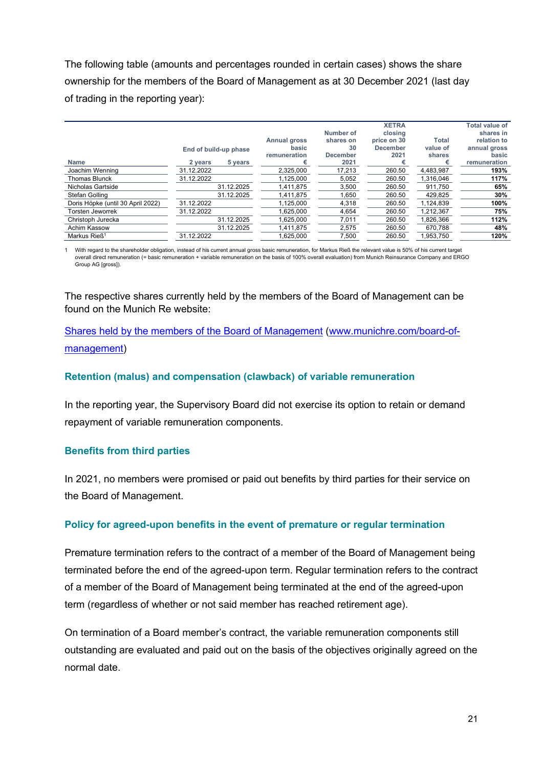The following table (amounts and percentages rounded in certain cases) shows the share ownership for the members of the Board of Management as at 30 December 2021 (last day of trading in the reporting year):

| Name | End of build-up phase | | Annual gross basic remuneration € | Number of shares on 30 December 2021 | XETRA closing price on 30 December 2021 € | Total value of shares € | Total value of shares in relation to annual gross basic remuneration |
|---|---|---|---|---|---|---|---|
| | 2 years | 5 years | | | | | |
| Joachim Wenning | 31.12.2022 | | 2,325,000 | 17,213 | 260.50 | 4,483,987 | **193%** |
| Thomas Blunck | 31.12.2022 | | 1,125,000 | 5,052 | 260.50 | 1,316,046 | **117%** |
| Nicholas Gartside | | 31.12.2025 | 1,411,875 | 3,500 | 260.50 | 911,750 | **65%** |
| Stefan Golling | | 31.12.2025 | 1,411,875 | 1,650 | 260.50 | 429,825 | **30%** |
| Doris Höpke (until 30 April 2022) | 31.12.2022 | | 1,125,000 | 4,318 | 260.50 | 1,124,839 | **100%** |
| Torsten Jeworrek | 31.12.2022 | | 1,625,000 | 4,654 | 260.50 | 1,212,367 | **75%** |
| Christoph Jurecka | | 31.12.2025 | 1,625,000 | 7,011 | 260.50 | 1,826,366 | **112%** |
| Achim Kassow | | 31.12.2025 | 1,411,875 | 2,575 | 260.50 | 670,788 | **48%** |
| Markus Rieß[1] | 31.12.2022 | | 1,625,000 | 7,500 | 260.50 | 1,953,750 | **120%** |

1 With regard to the shareholder obligation, instead of his current annual gross basic remuneration, for Markus Rieß the relevant value is 50% of his current target overall direct remuneration (= basic remuneration + variable remuneration on the basis of 100% overall evaluation) from Munich Reinsurance Company and ERGO Group AG [gross]).

The respective shares currently held by the members of the Board of Management can be found on the Munich Re website:

[Shares held by the members of the Board of Management](www.munichre.com/board-of-management) ([www.munichre.com/board-of-management](www.munichre.com/board-of-management))

### Retention (malus) and compensation (clawback) of variable remuneration

In the reporting year, the Supervisory Board did not exercise its option to retain or demand repayment of variable remuneration components.

### Benefits from third parties

In 2021, no members were promised or paid out benefits by third parties for their service on the Board of Management.

### Policy for agreed-upon benefits in the event of premature or regular termination

Premature termination refers to the contract of a member of the Board of Management being terminated before the end of the agreed-upon term. Regular termination refers to the contract of a member of the Board of Management being terminated at the end of the agreed-upon term (regardless of whether or not said member has reached retirement age).

On termination of a Board member's contract, the variable remuneration components still outstanding are evaluated and paid out on the basis of the objectives originally agreed on the normal date.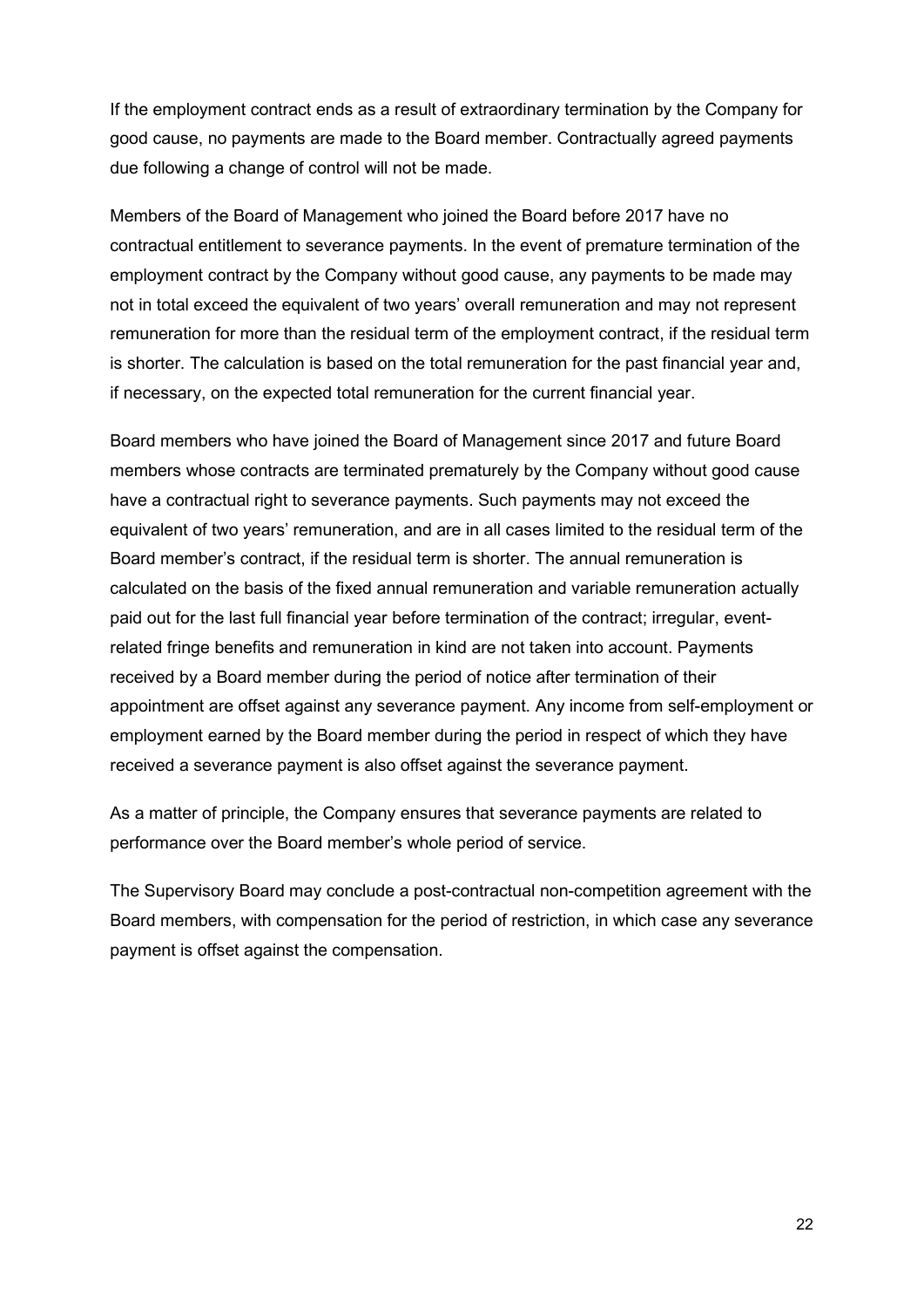If the employment contract ends as a result of extraordinary termination by the Company for good cause, no payments are made to the Board member. Contractually agreed payments due following a change of control will not be made.

Members of the Board of Management who joined the Board before 2017 have no contractual entitlement to severance payments. In the event of premature termination of the employment contract by the Company without good cause, any payments to be made may not in total exceed the equivalent of two years' overall remuneration and may not represent remuneration for more than the residual term of the employment contract, if the residual term is shorter. The calculation is based on the total remuneration for the past financial year and, if necessary, on the expected total remuneration for the current financial year.

Board members who have joined the Board of Management since 2017 and future Board members whose contracts are terminated prematurely by the Company without good cause have a contractual right to severance payments. Such payments may not exceed the equivalent of two years' remuneration, and are in all cases limited to the residual term of the Board member's contract, if the residual term is shorter. The annual remuneration is calculated on the basis of the fixed annual remuneration and variable remuneration actually paid out for the last full financial year before termination of the contract; irregular, event-related fringe benefits and remuneration in kind are not taken into account. Payments received by a Board member during the period of notice after termination of their appointment are offset against any severance payment. Any income from self-employment or employment earned by the Board member during the period in respect of which they have received a severance payment is also offset against the severance payment.

As a matter of principle, the Company ensures that severance payments are related to performance over the Board member's whole period of service.

The Supervisory Board may conclude a post-contractual non-competition agreement with the Board members, with compensation for the period of restriction, in which case any severance payment is offset against the compensation.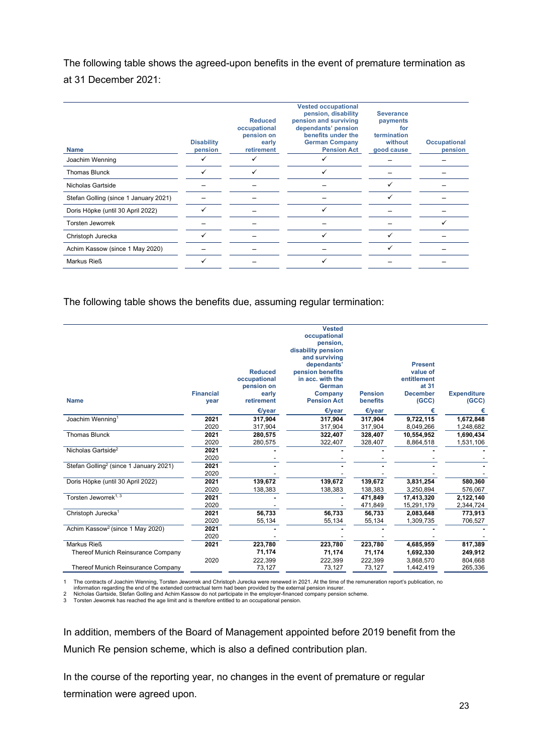The following table shows the agreed-upon benefits in the event of premature termination as at 31 December 2021:

| Name | Disability pension | Reduced occupational pension on early retirement | Vested occupational pension, disability pension and surviving dependants' pension benefits under the German Company Pension Act | Severance payments for termination without good cause | Occupational pension |
|---|---|---|---|---|---|
| Joachim Wenning | ✓ | ✓ | ✓ | – | – |
| Thomas Blunck | ✓ | ✓ | ✓ | – | – |
| Nicholas Gartside | – | – | – | ✓ | – |
| Stefan Golling (since 1 January 2021) | – | – | – | ✓ | – |
| Doris Höpke (until 30 April 2022) | ✓ | – | ✓ | – | – |
| Torsten Jeworrek | – | – | – | – | ✓ |
| Christoph Jurecka | ✓ | – | ✓ | ✓ | – |
| Achim Kassow (since 1 May 2020) | – | – | – | ✓ | – |
| Markus Rieß | ✓ | – | ✓ | – | – |

The following table shows the benefits due, assuming regular termination:

| Name | Financial year | Reduced occupational pension on early retirement | Vested occupational pension, disability pension and surviving dependants' pension benefits in acc. with the German Company Pension Act | Pension benefits | Present value of entitlement at 31 December (GCC) | Expenditure (GCC) |
|---|---|---|---|---|---|---|
| | | €/year | €/year | €/year | € | € |
| Joachim Wenning[1] | **2021** | **317,904** | **317,904** | **317,904** | **9,722,115** | **1,672,848** |
| | 2020 | 317,904 | 317,904 | 317,904 | 8,049,266 | 1,248,682 |
| Thomas Blunck | **2021** | **280,575** | **322,407** | **328,407** | **10,554,952** | **1,690,434** |
| | 2020 | 280,575 | 322,407 | 328,407 | 8,864,518 | 1,531,106 |
| Nicholas Gartside[2] | **2021** | **-** | **-** | **-** | **-** | **-** |
| | 2020 | - | - | - | - | - |
| Stefan Golling[2] (since 1 January 2021) | **2021** | **-** | **-** | **-** | **-** | **-** |
| | 2020 | - | - | - | - | - |
| Doris Höpke (until 30 April 2022) | **2021** | **139,672** | **139,672** | **139,672** | **3,831,254** | **580,360** |
| | 2020 | 138,383 | 138,383 | 138,383 | 3,250,894 | 576,067 |
| Torsten Jeworrek[1, 3] | **2021** | **-** | **-** | **471,849** | **17,413,320** | **2,122,140** |
| | 2020 | - | - | 471,849 | 15,291,179 | 2,344,724 |
| Christoph Jurecka[1] | **2021** | **56,733** | **56,733** | **56,733** | **2,083,648** | **773,913** |
| | 2020 | 55,134 | 55,134 | 55,134 | 1,309,735 | 706,527 |
| Achim Kassow[2] (since 1 May 2020) | **2021** | **-** | **-** | **-** | **-** | **-** |
| | 2020 | - | - | - | - | - |
| Markus Rieß | **2021** | **223,780** | **223,780** | **223,780** | **4,685,959** | **817,389** |
| Thereof Munich Reinsurance Company | | **71,174** | **71,174** | **71,174** | **1,692,330** | **249,912** |
| | 2020 | 222,399 | 222,399 | 222,399 | 3,868,570 | 804,668 |
| Thereof Munich Reinsurance Company | | 73,127 | 73,127 | 73,127 | 1,442,419 | 265,336 |

1 The contracts of Joachim Wenning, Torsten Jeworrek and Christoph Jurecka were renewed in 2021. At the time of the remuneration report's publication, no information regarding the end of the extended contractual term had been provided by the external pension insurer.
2 Nicholas Gartside, Stefan Golling and Achim Kassow do not participate in the employer-financed company pension scheme.
3 Torsten Jeworrek has reached the age limit and is therefore entitled to an occupational pension.

In addition, members of the Board of Management appointed before 2019 benefit from the Munich Re pension scheme, which is also a defined contribution plan.

In the course of the reporting year, no changes in the event of premature or regular termination were agreed upon.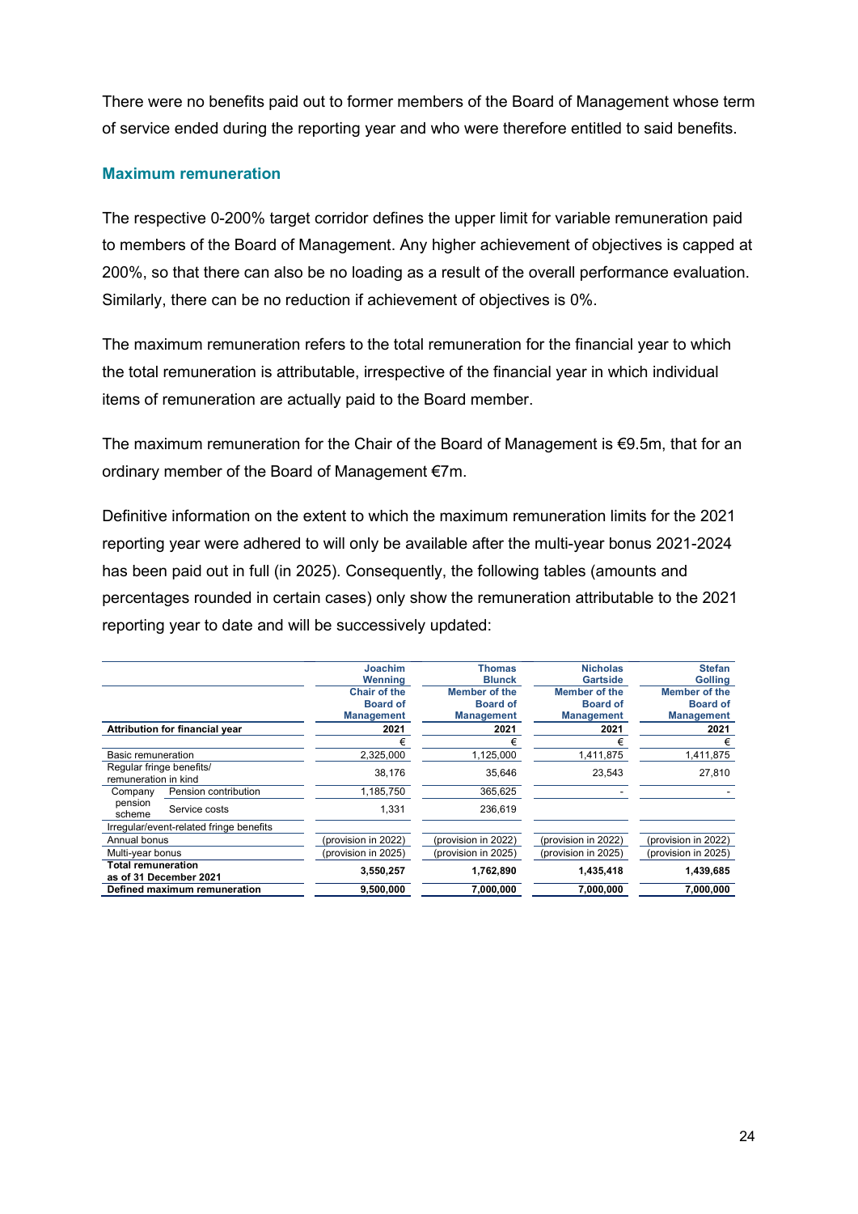There were no benefits paid out to former members of the Board of Management whose term of service ended during the reporting year and who were therefore entitled to said benefits.

### Maximum remuneration

The respective 0-200% target corridor defines the upper limit for variable remuneration paid to members of the Board of Management. Any higher achievement of objectives is capped at 200%, so that there can also be no loading as a result of the overall performance evaluation. Similarly, there can be no reduction if achievement of objectives is 0%.

The maximum remuneration refers to the total remuneration for the financial year to which the total remuneration is attributable, irrespective of the financial year in which individual items of remuneration are actually paid to the Board member.

The maximum remuneration for the Chair of the Board of Management is €9.5m, that for an ordinary member of the Board of Management €7m.

Definitive information on the extent to which the maximum remuneration limits for the 2021 reporting year were adhered to will only be available after the multi-year bonus 2021-2024 has been paid out in full (in 2025). Consequently, the following tables (amounts and percentages rounded in certain cases) only show the remuneration attributable to the 2021 reporting year to date and will be successively updated:

| | | Joachim Wenning | Thomas Blunck | Nicholas Gartside | Stefan Golling |
|---|---|---|---|---|---|
| | | Chair of the Board of Management | Member of the Board of Management | Member of the Board of Management | Member of the Board of Management |
| **Attribution for financial year** | | **2021** | **2021** | **2021** | **2021** |
| | | € | € | € | € |
| Basic remuneration | | 2,325,000 | 1,125,000 | 1,411,875 | 1,411,875 |
| Regular fringe benefits/ remuneration in kind | | 38,176 | 35,646 | 23,543 | 27,810 |
| Company pension scheme | Pension contribution | 1,185,750 | 365,625 | - | - |
| | Service costs | 1,331 | 236,619 | | |
| Irregular/event-related fringe benefits | | | | | |
| Annual bonus | | (provision in 2022) | (provision in 2022) | (provision in 2022) | (provision in 2022) |
| Multi-year bonus | | (provision in 2025) | (provision in 2025) | (provision in 2025) | (provision in 2025) |
| **Total remuneration as of 31 December 2021** | | **3,550,257** | **1,762,890** | **1,435,418** | **1,439,685** |
| **Defined maximum remuneration** | | **9,500,000** | **7,000,000** | **7,000,000** | **7,000,000** |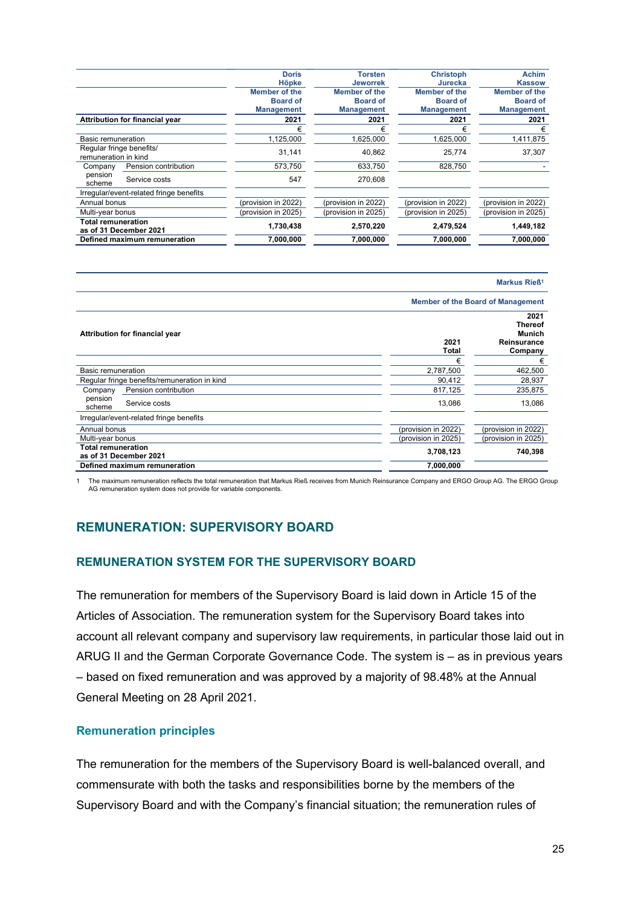| | | Doris Höpke<br>Member of the Board of Management | Torsten Jeworrek<br>Member of the Board of Management | Christoph Jurecka<br>Member of the Board of Management | Achim Kassow<br>Member of the Board of Management |
|---|---|---|---|---|---|
| **Attribution for financial year** | | **2021** | **2021** | **2021** | **2021** |
| | | € | € | € | € |
| Basic remuneration | | 1,125,000 | 1,625,000 | 1,625,000 | 1,411,875 |
| Regular fringe benefits/ remuneration in kind | | 31,141 | 40,862 | 25,774 | 37,307 |
| Company pension scheme | Pension contribution | 573,750 | 633,750 | 828,750 | - |
| | Service costs | 547 | 270,608 | | |
| Irregular/event-related fringe benefits | | | | | |
| Annual bonus | | (provision in 2022) | (provision in 2022) | (provision in 2022) | (provision in 2022) |
| Multi-year bonus | | (provision in 2025) | (provision in 2025) | (provision in 2025) | (provision in 2025) |
| **Total remuneration as of 31 December 2021** | | **1,730,438** | **2,570,220** | **2,479,524** | **1,449,182** |
| **Defined maximum remuneration** | | **7,000,000** | **7,000,000** | **7,000,000** | **7,000,000** |

| | | Markus Rieß[1]<br>Member of the Board of Management | |
|---|---|---|---|
| **Attribution for financial year** | | **2021 Total** | **2021 Thereof Munich Reinsurance Company** |
| | | € | € |
| Basic remuneration | | 2,787,500 | 462,500 |
| Regular fringe benefits/remuneration in kind | | 90,412 | 28,937 |
| Company pension scheme | Pension contribution | 817,125 | 235,875 |
| | Service costs | 13,086 | 13,086 |
| Irregular/event-related fringe benefits | | | |
| Annual bonus | | (provision in 2022) | (provision in 2022) |
| Multi-year bonus | | (provision in 2025) | (provision in 2025) |
| **Total remuneration as of 31 December 2021** | | **3,708,123** | **740,398** |
| **Defined maximum remuneration** | | **7,000,000** | |

1 The maximum remuneration reflects the total remuneration that Markus Rieß receives from Munich Reinsurance Company and ERGO Group AG. The ERGO Group AG remuneration system does not provide for variable components.

## REMUNERATION: SUPERVISORY BOARD

### REMUNERATION SYSTEM FOR THE SUPERVISORY BOARD

The remuneration for members of the Supervisory Board is laid down in Article 15 of the Articles of Association. The remuneration system for the Supervisory Board takes into account all relevant company and supervisory law requirements, in particular those laid out in ARUG II and the German Corporate Governance Code. The system is – as in previous years – based on fixed remuneration and was approved by a majority of 98.48% at the Annual General Meeting on 28 April 2021.

#### Remuneration principles

The remuneration for the members of the Supervisory Board is well-balanced overall, and commensurate with both the tasks and responsibilities borne by the members of the Supervisory Board and with the Company's financial situation; the remuneration rules of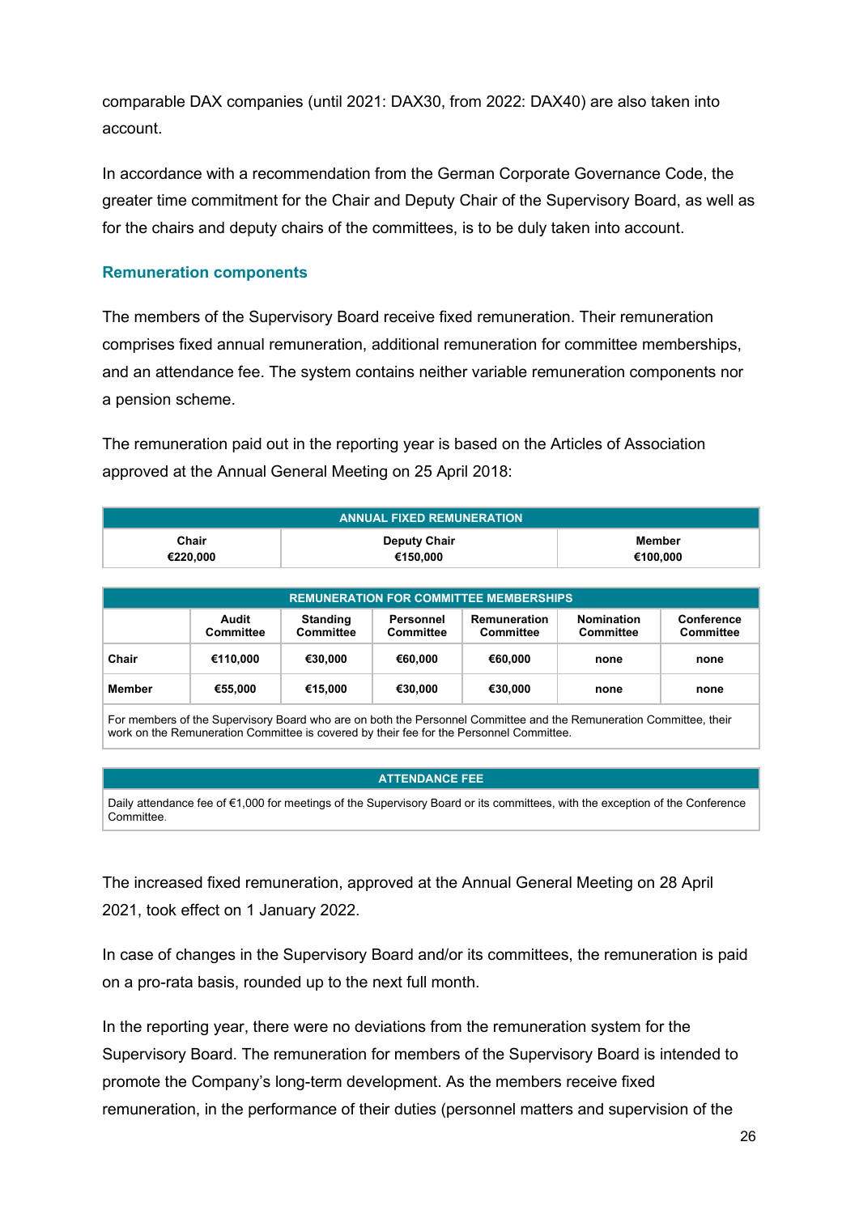comparable DAX companies (until 2021: DAX30, from 2022: DAX40) are also taken into account.

In accordance with a recommendation from the German Corporate Governance Code, the greater time commitment for the Chair and Deputy Chair of the Supervisory Board, as well as for the chairs and deputy chairs of the committees, is to be duly taken into account.

### Remuneration components

The members of the Supervisory Board receive fixed remuneration. Their remuneration comprises fixed annual remuneration, additional remuneration for committee memberships, and an attendance fee. The system contains neither variable remuneration components nor a pension scheme.

The remuneration paid out in the reporting year is based on the Articles of Association approved at the Annual General Meeting on 25 April 2018:

| ANNUAL FIXED REMUNERATION | | |
|---|---|---|
| **Chair**<br>**€220,000** | **Deputy Chair**<br>**€150,000** | **Member**<br>**€100,000** |

| REMUNERATION FOR COMMITTEE MEMBERSHIPS | | | | | | |
|---|---|---|---|---|---|---|
| | **Audit Committee** | **Standing Committee** | **Personnel Committee** | **Remuneration Committee** | **Nomination Committee** | **Conference Committee** |
| **Chair** | **€110,000** | **€30,000** | **€60,000** | **€60,000** | **none** | **none** |
| **Member** | **€55,000** | **€15,000** | **€30,000** | **€30,000** | **none** | **none** |

For members of the Supervisory Board who are on both the Personnel Committee and the Remuneration Committee, their work on the Remuneration Committee is covered by their fee for the Personnel Committee.

| ATTENDANCE FEE |
|---|
| Daily attendance fee of €1,000 for meetings of the Supervisory Board or its committees, with the exception of the Conference Committee. |

The increased fixed remuneration, approved at the Annual General Meeting on 28 April 2021, took effect on 1 January 2022.

In case of changes in the Supervisory Board and/or its committees, the remuneration is paid on a pro-rata basis, rounded up to the next full month.

In the reporting year, there were no deviations from the remuneration system for the Supervisory Board. The remuneration for members of the Supervisory Board is intended to promote the Company's long-term development. As the members receive fixed remuneration, in the performance of their duties (personnel matters and supervision of the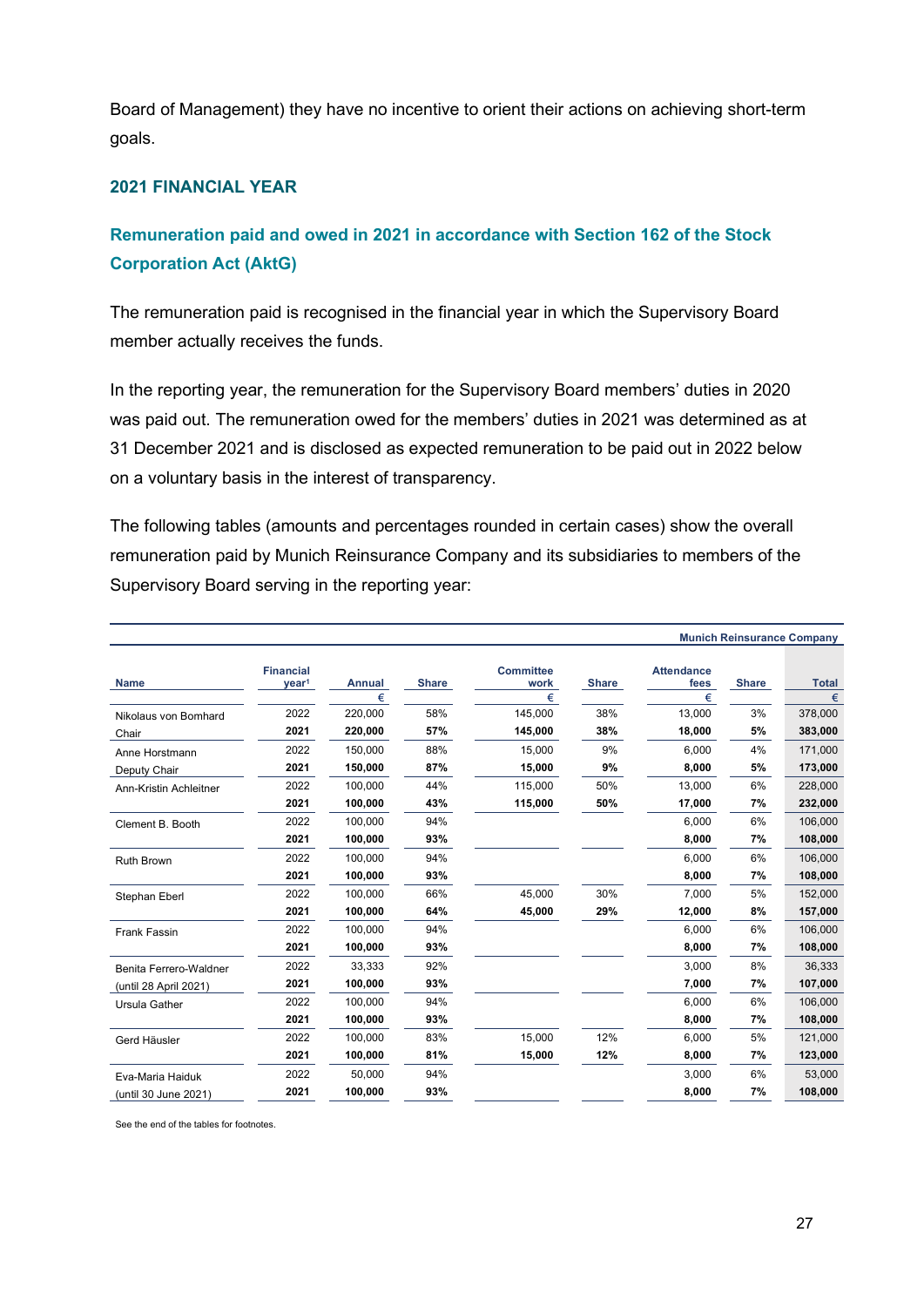Board of Management) they have no incentive to orient their actions on achieving short-term goals.

## 2021 FINANCIAL YEAR

### Remuneration paid and owed in 2021 in accordance with Section 162 of the Stock Corporation Act (AktG)

The remuneration paid is recognised in the financial year in which the Supervisory Board member actually receives the funds.

In the reporting year, the remuneration for the Supervisory Board members' duties in 2020 was paid out. The remuneration owed for the members' duties in 2021 was determined as at 31 December 2021 and is disclosed as expected remuneration to be paid out in 2022 below on a voluntary basis in the interest of transparency.

The following tables (amounts and percentages rounded in certain cases) show the overall remuneration paid by Munich Reinsurance Company and its subsidiaries to members of the Supervisory Board serving in the reporting year:

| | | | | | | | | Munich Reinsurance Company |
|---|---|---|---|---|---|---|---|---|
| Name | Financial year[1] | Annual | Share | Committee work | Share | Attendance fees | Share | Total |
| | | € | | € | | € | | € |
| Nikolaus von Bomhard | 2022 | 220,000 | 58% | 145,000 | 38% | 13,000 | 3% | 378,000 |
| Chair | **2021** | **220,000** | **57%** | **145,000** | **38%** | **18,000** | **5%** | **383,000** |
| Anne Horstmann | 2022 | 150,000 | 88% | 15,000 | 9% | 6,000 | 4% | 171,000 |
| Deputy Chair | **2021** | **150,000** | **87%** | **15,000** | **9%** | **8,000** | **5%** | **173,000** |
| Ann-Kristin Achleitner | 2022 | 100,000 | 44% | 115,000 | 50% | 13,000 | 6% | 228,000 |
| | **2021** | **100,000** | **43%** | **115,000** | **50%** | **17,000** | **7%** | **232,000** |
| Clement B. Booth | 2022 | 100,000 | 94% | | | 6,000 | 6% | 106,000 |
| | **2021** | **100,000** | **93%** | | | **8,000** | **7%** | **108,000** |
| Ruth Brown | 2022 | 100,000 | 94% | | | 6,000 | 6% | 106,000 |
| | **2021** | **100,000** | **93%** | | | **8,000** | **7%** | **108,000** |
| Stephan Eberl | 2022 | 100,000 | 66% | 45,000 | 30% | 7,000 | 5% | 152,000 |
| | **2021** | **100,000** | **64%** | **45,000** | **29%** | **12,000** | **8%** | **157,000** |
| Frank Fassin | 2022 | 100,000 | 94% | | | 6,000 | 6% | 106,000 |
| | **2021** | **100,000** | **93%** | | | **8,000** | **7%** | **108,000** |
| Benita Ferrero-Waldner | 2022 | 33,333 | 92% | | | 3,000 | 8% | 36,333 |
| (until 28 April 2021) | **2021** | **100,000** | **93%** | | | **7,000** | **7%** | **107,000** |
| Ursula Gather | 2022 | 100,000 | 94% | | | 6,000 | 6% | 106,000 |
| | **2021** | **100,000** | **93%** | | | **8,000** | **7%** | **108,000** |
| Gerd Häusler | 2022 | 100,000 | 83% | 15,000 | 12% | 6,000 | 5% | 121,000 |
| | **2021** | **100,000** | **81%** | **15,000** | **12%** | **8,000** | **7%** | **123,000** |
| Eva-Maria Haiduk | 2022 | 50,000 | 94% | | | 3,000 | 6% | 53,000 |
| (until 30 June 2021) | **2021** | **100,000** | **93%** | | | **8,000** | **7%** | **108,000** |

See the end of the tables for footnotes.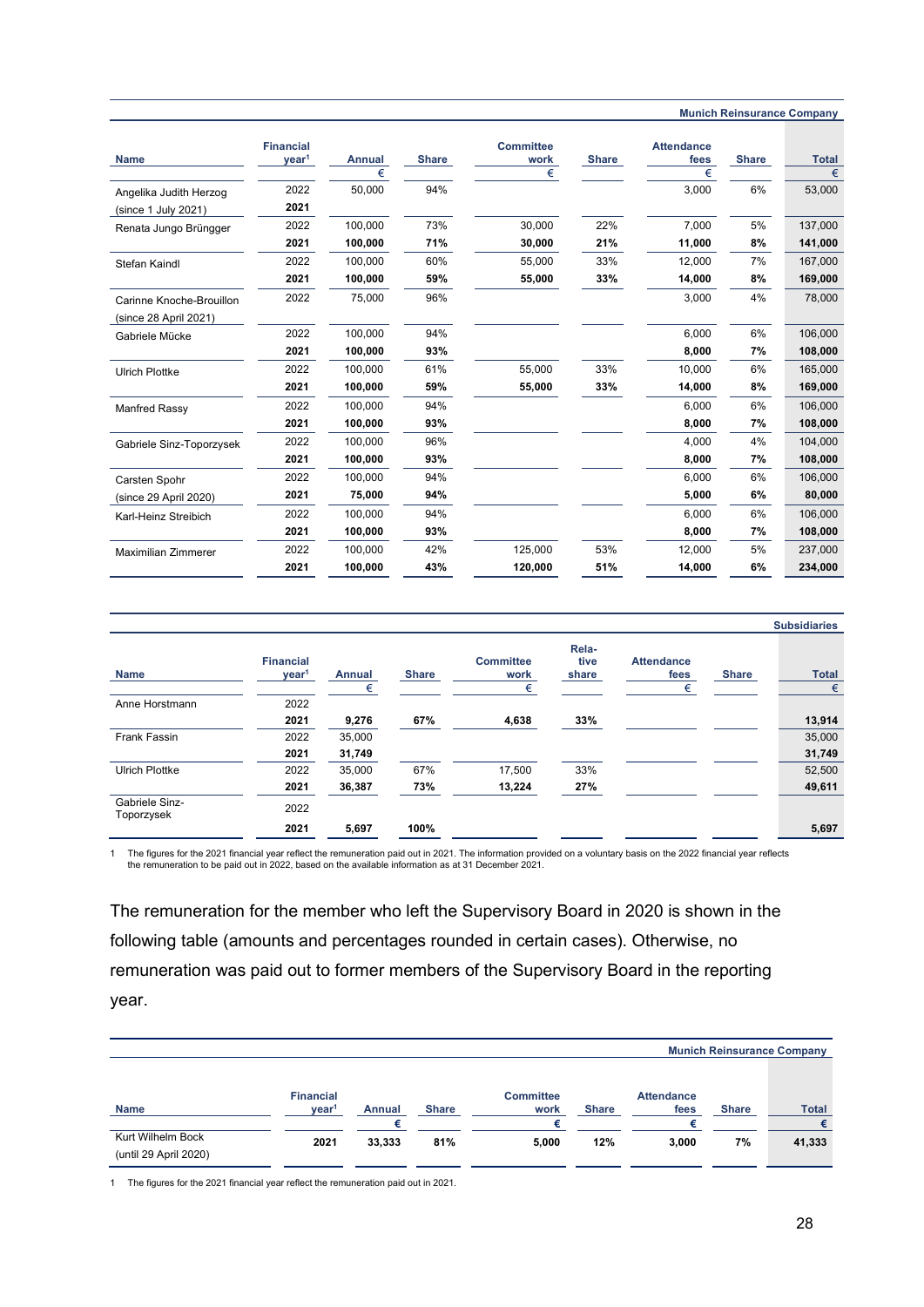| Name | Financial year[1] | Annual | Share | Committee work | Share | Attendance fees | Share | Total |
|---|---|---|---|---|---|---|---|---|
| **Munich Reinsurance Company** | | | | | | | | |
| | | € | | € | | € | | € |
| Angelika Judith Herzog (since 1 July 2021) | 2022 | 50,000 | 94% | | | 3,000 | 6% | 53,000 |
| | **2021** | | | | | | | |
| Renata Jungo Brüngger | 2022 | 100,000 | 73% | 30,000 | 22% | 7,000 | 5% | 137,000 |
| | **2021** | **100,000** | **71%** | **30,000** | **21%** | **11,000** | **8%** | **141,000** |
| Stefan Kaindl | 2022 | 100,000 | 60% | 55,000 | 33% | 12,000 | 7% | 167,000 |
| | **2021** | **100,000** | **59%** | **55,000** | **33%** | **14,000** | **8%** | **169,000** |
| Carinne Knoche-Brouillon (since 28 April 2021) | 2022 | 75,000 | 96% | | | 3,000 | 4% | 78,000 |
| Gabriele Mücke | 2022 | 100,000 | 94% | | | 6,000 | 6% | 106,000 |
| | **2021** | **100,000** | **93%** | | | **8,000** | **7%** | **108,000** |
| Ulrich Plottke | 2022 | 100,000 | 61% | 55,000 | 33% | 10,000 | 6% | 165,000 |
| | **2021** | **100,000** | **59%** | **55,000** | **33%** | **14,000** | **8%** | **169,000** |
| Manfred Rassy | 2022 | 100,000 | 94% | | | 6,000 | 6% | 106,000 |
| | **2021** | **100,000** | **93%** | | | **8,000** | **7%** | **108,000** |
| Gabriele Sinz-Toporzysek | 2022 | 100,000 | 96% | | | 4,000 | 4% | 104,000 |
| | **2021** | **100,000** | **93%** | | | **8,000** | **7%** | **108,000** |
| Carsten Spohr (since 29 April 2020) | 2022 | 100,000 | 94% | | | 6,000 | 6% | 106,000 |
| | **2021** | **75,000** | **94%** | | | **5,000** | **6%** | **80,000** |
| Karl-Heinz Streibich | 2022 | 100,000 | 94% | | | 6,000 | 6% | 106,000 |
| | **2021** | **100,000** | **93%** | | | **8,000** | **7%** | **108,000** |
| Maximilian Zimmerer | 2022 | 100,000 | 42% | 125,000 | 53% | 12,000 | 5% | 237,000 |
| | **2021** | **100,000** | **43%** | **120,000** | **51%** | **14,000** | **6%** | **234,000** |

| Name | Financial year[1] | Annual | Share | Committee work | Relative share | Attendance fees | Share | Total |
|---|---|---|---|---|---|---|---|---|
| **Subsidiaries** | | | | | | | | |
| | | € | | € | | € | | € |
| Anne Horstmann | 2022 | | | | | | | |
| | **2021** | **9,276** | **67%** | **4,638** | **33%** | | | **13,914** |
| Frank Fassin | 2022 | 35,000 | | | | | | 35,000 |
| | **2021** | **31,749** | | | | | | **31,749** |
| Ulrich Plottke | 2022 | 35,000 | 67% | 17,500 | 33% | | | 52,500 |
| | **2021** | **36,387** | **73%** | **13,224** | **27%** | | | **49,611** |
| Gabriele Sinz-Toporzysek | 2022 | | | | | | | |
| | **2021** | **5,697** | **100%** | | | | | **5,697** |

1 The figures for the 2021 financial year reflect the remuneration paid out in 2021. The information provided on a voluntary basis on the 2022 financial year reflects the remuneration to be paid out in 2022, based on the available information as at 31 December 2021.

The remuneration for the member who left the Supervisory Board in 2020 is shown in the following table (amounts and percentages rounded in certain cases). Otherwise, no remuneration was paid out to former members of the Supervisory Board in the reporting year.

| Name | Financial year[1] | Annual | Share | Committee work | Share | Attendance fees | Share | Total |
|---|---|---|---|---|---|---|---|---|
| **Munich Reinsurance Company** | | | | | | | | |
| | | € | | € | | € | | € |
| Kurt Wilhelm Bock (until 29 April 2020) | **2021** | **33,333** | **81%** | **5,000** | **12%** | **3,000** | **7%** | **41,333** |

1 The figures for the 2021 financial year reflect the remuneration paid out in 2021.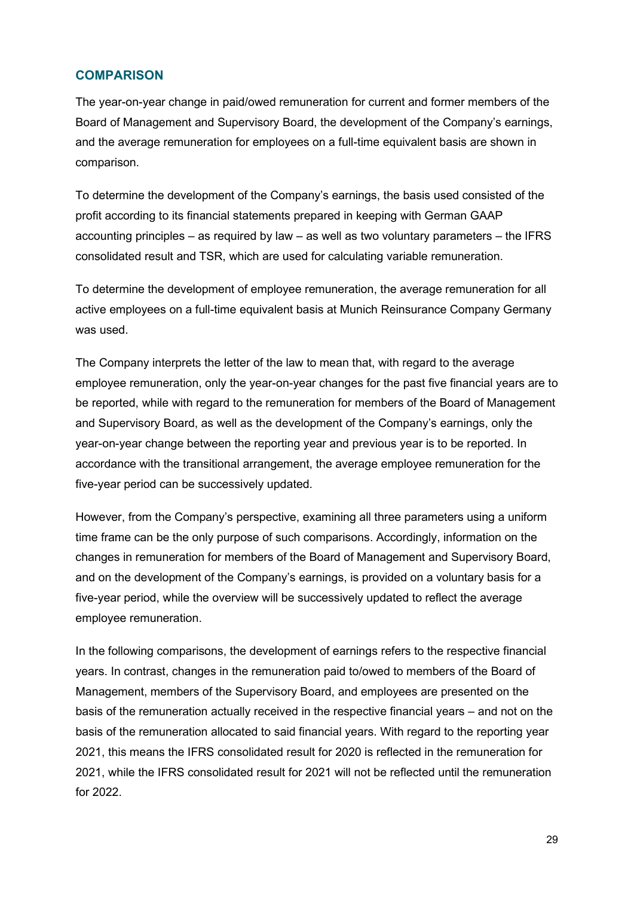## COMPARISON

The year-on-year change in paid/owed remuneration for current and former members of the Board of Management and Supervisory Board, the development of the Company's earnings, and the average remuneration for employees on a full-time equivalent basis are shown in comparison.

To determine the development of the Company's earnings, the basis used consisted of the profit according to its financial statements prepared in keeping with German GAAP accounting principles – as required by law – as well as two voluntary parameters – the IFRS consolidated result and TSR, which are used for calculating variable remuneration.

To determine the development of employee remuneration, the average remuneration for all active employees on a full-time equivalent basis at Munich Reinsurance Company Germany was used.

The Company interprets the letter of the law to mean that, with regard to the average employee remuneration, only the year-on-year changes for the past five financial years are to be reported, while with regard to the remuneration for members of the Board of Management and Supervisory Board, as well as the development of the Company's earnings, only the year-on-year change between the reporting year and previous year is to be reported. In accordance with the transitional arrangement, the average employee remuneration for the five-year period can be successively updated.

However, from the Company's perspective, examining all three parameters using a uniform time frame can be the only purpose of such comparisons. Accordingly, information on the changes in remuneration for members of the Board of Management and Supervisory Board, and on the development of the Company's earnings, is provided on a voluntary basis for a five-year period, while the overview will be successively updated to reflect the average employee remuneration.

In the following comparisons, the development of earnings refers to the respective financial years. In contrast, changes in the remuneration paid to/owed to members of the Board of Management, members of the Supervisory Board, and employees are presented on the basis of the remuneration actually received in the respective financial years – and not on the basis of the remuneration allocated to said financial years. With regard to the reporting year 2021, this means the IFRS consolidated result for 2020 is reflected in the remuneration for 2021, while the IFRS consolidated result for 2021 will not be reflected until the remuneration for 2022.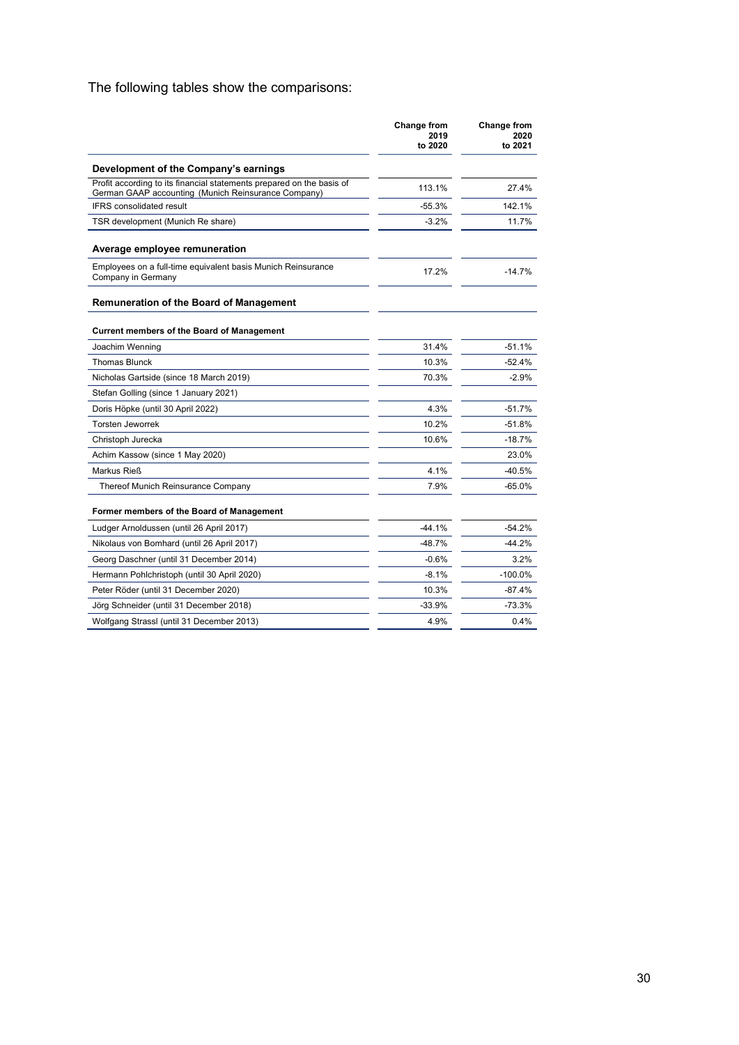The following tables show the comparisons:

| | Change from 2019 to 2020 | Change from 2020 to 2021 |
|---|---|---|
| **Development of the Company's earnings** | | |
| Profit according to its financial statements prepared on the basis of German GAAP accounting (Munich Reinsurance Company) | 113.1% | 27.4% |
| IFRS consolidated result | -55.3% | 142.1% |
| TSR development (Munich Re share) | -3.2% | 11.7% |
| **Average employee remuneration** | | |
| Employees on a full-time equivalent basis Munich Reinsurance Company in Germany | 17.2% | -14.7% |
| **Remuneration of the Board of Management** | | |
| **Current members of the Board of Management** | | |
| Joachim Wenning | 31.4% | -51.1% |
| Thomas Blunck | 10.3% | -52.4% |
| Nicholas Gartside (since 18 March 2019) | 70.3% | -2.9% |
| Stefan Golling (since 1 January 2021) | | |
| Doris Höpke (until 30 April 2022) | 4.3% | -51.7% |
| Torsten Jeworrek | 10.2% | -51.8% |
| Christoph Jurecka | 10.6% | -18.7% |
| Achim Kassow (since 1 May 2020) | | 23.0% |
| Markus Rieß | 4.1% | -40.5% |
| Thereof Munich Reinsurance Company | 7.9% | -65.0% |
| **Former members of the Board of Management** | | |
| Ludger Arnoldussen (until 26 April 2017) | -44.1% | -54.2% |
| Nikolaus von Bomhard (until 26 April 2017) | -48.7% | -44.2% |
| Georg Daschner (until 31 December 2014) | -0.6% | 3.2% |
| Hermann Pohlchristoph (until 30 April 2020) | -8.1% | -100.0% |
| Peter Röder (until 31 December 2020) | 10.3% | -87.4% |
| Jörg Schneider (until 31 December 2018) | -33.9% | -73.3% |
| Wolfgang Strassl (until 31 December 2013) | 4.9% | 0.4% |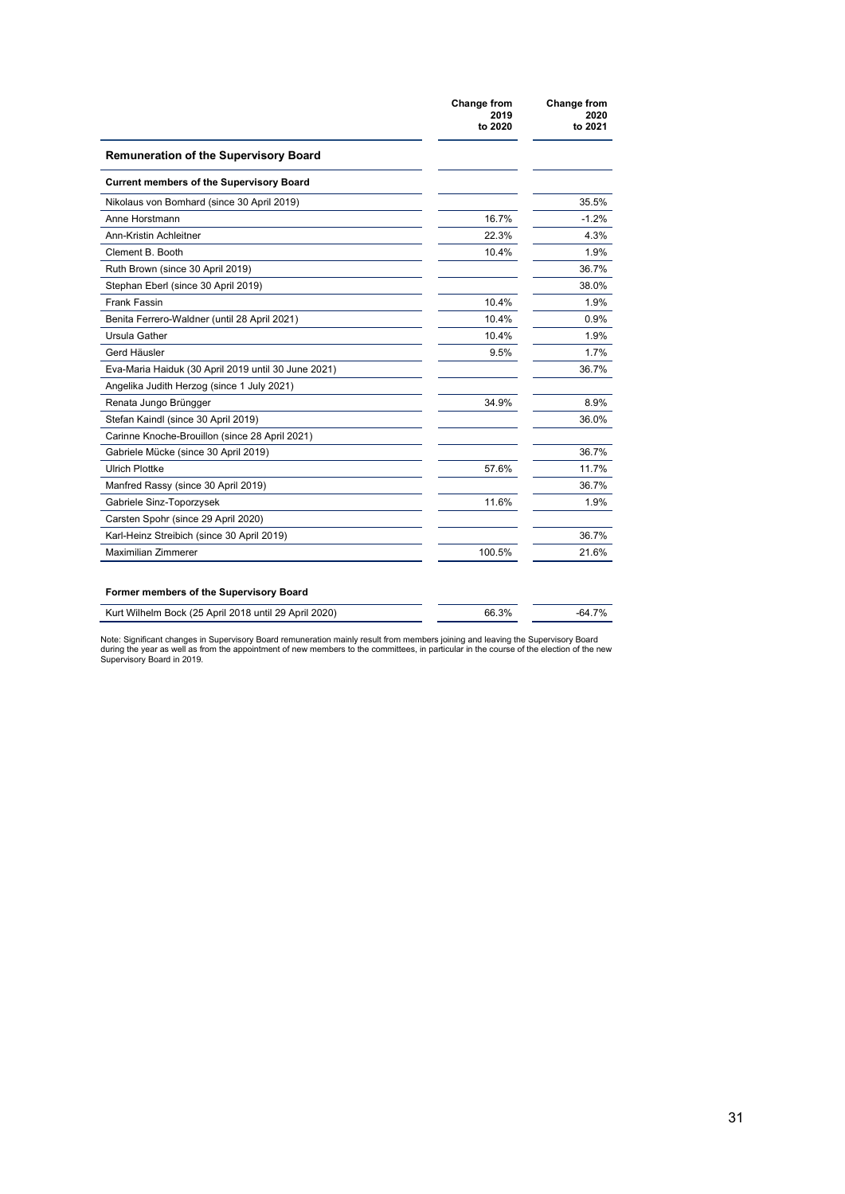| | Change from 2019 to 2020 | Change from 2020 to 2021 |
|---|---|---|
| **Remuneration of the Supervisory Board** | | |
| **Current members of the Supervisory Board** | | |
| Nikolaus von Bomhard (since 30 April 2019) | | 35.5% |
| Anne Horstmann | 16.7% | -1.2% |
| Ann-Kristin Achleitner | 22.3% | 4.3% |
| Clement B. Booth | 10.4% | 1.9% |
| Ruth Brown (since 30 April 2019) | | 36.7% |
| Stephan Eberl (since 30 April 2019) | | 38.0% |
| Frank Fassin | 10.4% | 1.9% |
| Benita Ferrero-Waldner (until 28 April 2021) | 10.4% | 0.9% |
| Ursula Gather | 10.4% | 1.9% |
| Gerd Häusler | 9.5% | 1.7% |
| Eva-Maria Haiduk (30 April 2019 until 30 June 2021) | | 36.7% |
| Angelika Judith Herzog (since 1 July 2021) | | |
| Renata Jungo Brüngger | 34.9% | 8.9% |
| Stefan Kaindl (since 30 April 2019) | | 36.0% |
| Carinne Knoche-Brouillon (since 28 April 2021) | | |
| Gabriele Mücke (since 30 April 2019) | | 36.7% |
| Ulrich Plottke | 57.6% | 11.7% |
| Manfred Rassy (since 30 April 2019) | | 36.7% |
| Gabriele Sinz-Toporzysek | 11.6% | 1.9% |
| Carsten Spohr (since 29 April 2020) | | |
| Karl-Heinz Streibich (since 30 April 2019) | | 36.7% |
| Maximilian Zimmerer | 100.5% | 21.6% |
| **Former members of the Supervisory Board** | | |
| Kurt Wilhelm Bock (25 April 2018 until 29 April 2020) | 66.3% | -64.7% |

Note: Significant changes in Supervisory Board remuneration mainly result from members joining and leaving the Supervisory Board during the year as well as from the appointment of new members to the committees, in particular in the course of the election of the new Supervisory Board in 2019.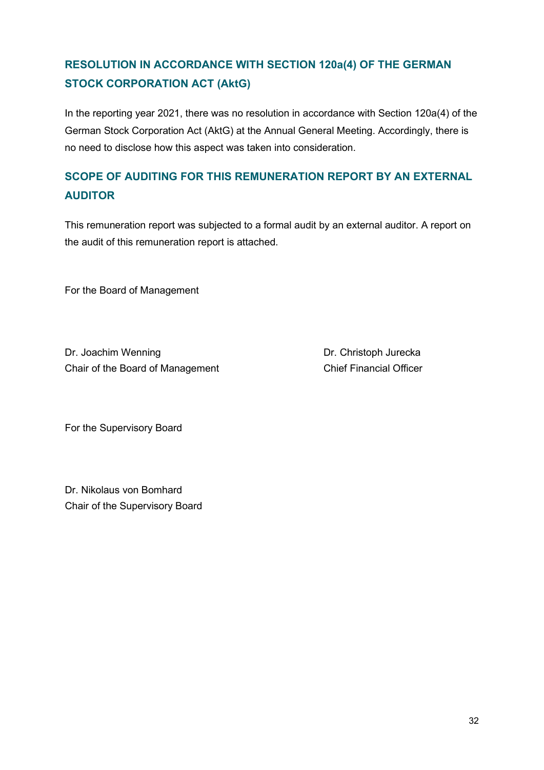## RESOLUTION IN ACCORDANCE WITH SECTION 120a(4) OF THE GERMAN STOCK CORPORATION ACT (AktG)

In the reporting year 2021, there was no resolution in accordance with Section 120a(4) of the German Stock Corporation Act (AktG) at the Annual General Meeting. Accordingly, there is no need to disclose how this aspect was taken into consideration.

## SCOPE OF AUDITING FOR THIS REMUNERATION REPORT BY AN EXTERNAL AUDITOR

This remuneration report was subjected to a formal audit by an external auditor. A report on the audit of this remuneration report is attached.

For the Board of Management

Dr. Joachim Wenning
Chair of the Board of Management

Dr. Christoph Jurecka
Chief Financial Officer

For the Supervisory Board

Dr. Nikolaus von Bomhard
Chair of the Supervisory Board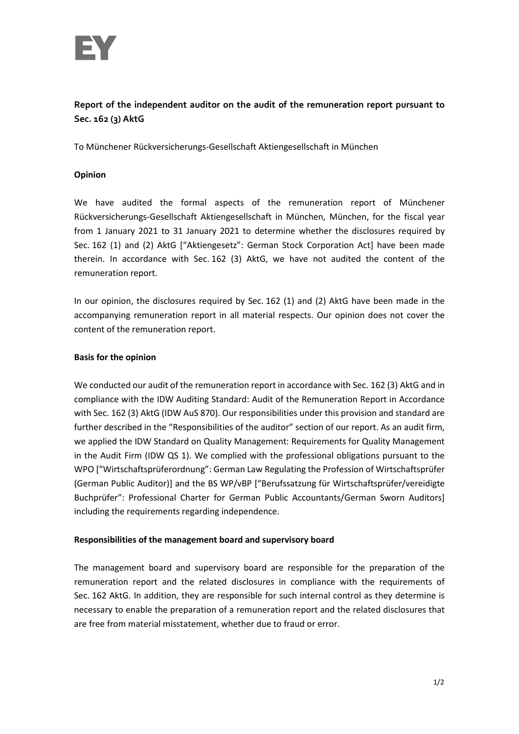## Report of the independent auditor on the audit of the remuneration report pursuant to Sec. 162 (3) AktG

To Münchener Rückversicherungs-Gesellschaft Aktiengesellschaft in München

### Opinion

We have audited the formal aspects of the remuneration report of Münchener Rückversicherungs-Gesellschaft Aktiengesellschaft in München, München, for the fiscal year from 1 January 2021 to 31 January 2021 to determine whether the disclosures required by Sec. 162 (1) and (2) AktG ["Aktiengesetz": German Stock Corporation Act] have been made therein. In accordance with Sec. 162 (3) AktG, we have not audited the content of the remuneration report.

In our opinion, the disclosures required by Sec. 162 (1) and (2) AktG have been made in the accompanying remuneration report in all material respects. Our opinion does not cover the content of the remuneration report.

### Basis for the opinion

We conducted our audit of the remuneration report in accordance with Sec. 162 (3) AktG and in compliance with the IDW Auditing Standard: Audit of the Remuneration Report in Accordance with Sec. 162 (3) AktG (IDW AuS 870). Our responsibilities under this provision and standard are further described in the "Responsibilities of the auditor" section of our report. As an audit firm, we applied the IDW Standard on Quality Management: Requirements for Quality Management in the Audit Firm (IDW QS 1). We complied with the professional obligations pursuant to the WPO ["Wirtschaftsprüferordnung": German Law Regulating the Profession of Wirtschaftsprüfer (German Public Auditor)] and the BS WP/vBP ["Berufssatzung für Wirtschaftsprüfer/vereidigte Buchprüfer": Professional Charter for German Public Accountants/German Sworn Auditors] including the requirements regarding independence.

### Responsibilities of the management board and supervisory board

The management board and supervisory board are responsible for the preparation of the remuneration report and the related disclosures in compliance with the requirements of Sec. 162 AktG. In addition, they are responsible for such internal control as they determine is necessary to enable the preparation of a remuneration report and the related disclosures that are free from material misstatement, whether due to fraud or error.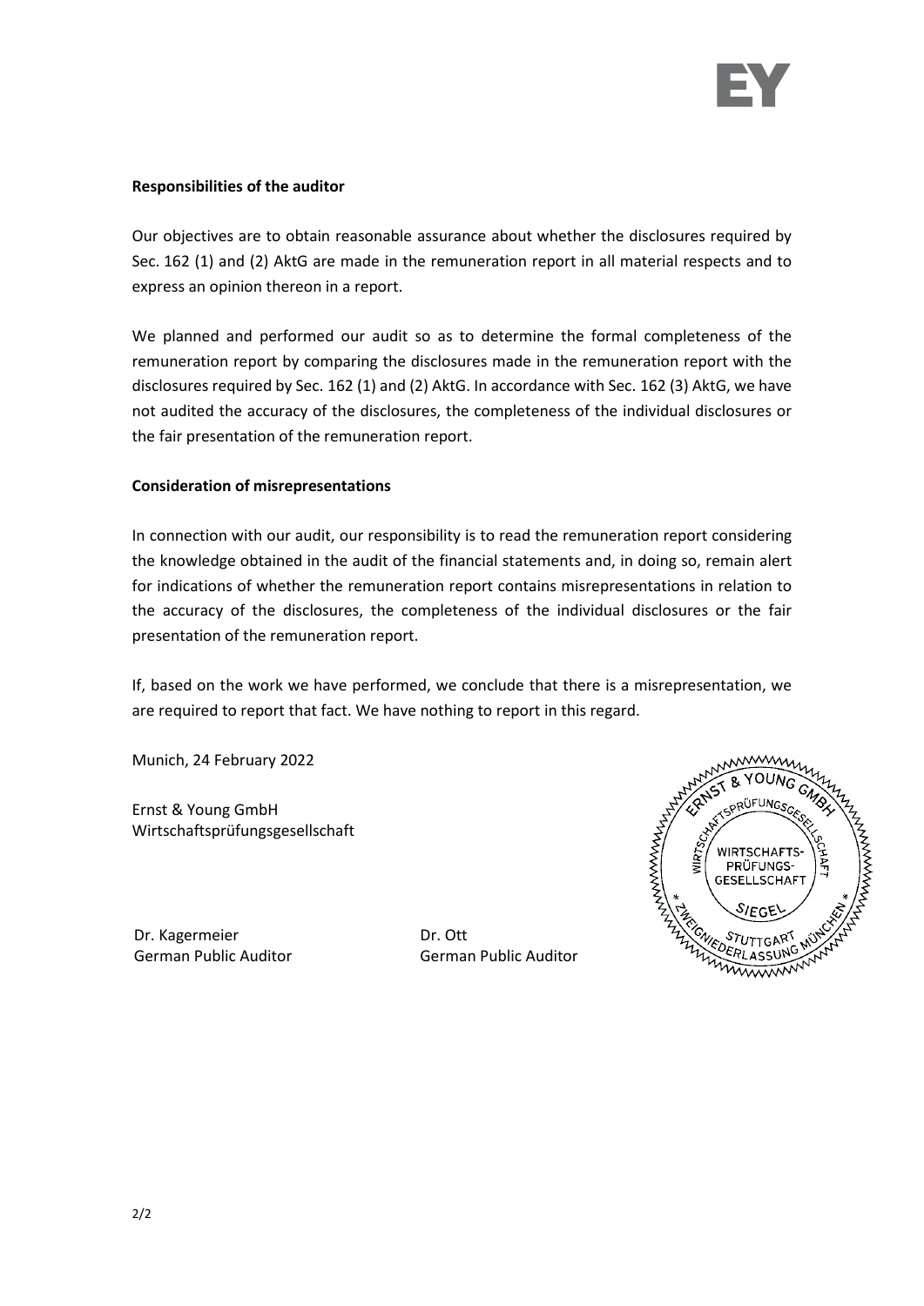**Responsibilities of the auditor**

Our objectives are to obtain reasonable assurance about whether the disclosures required by Sec. 162 (1) and (2) AktG are made in the remuneration report in all material respects and to express an opinion thereon in a report.

We planned and performed our audit so as to determine the formal completeness of the remuneration report by comparing the disclosures made in the remuneration report with the disclosures required by Sec. 162 (1) and (2) AktG. In accordance with Sec. 162 (3) AktG, we have not audited the accuracy of the disclosures, the completeness of the individual disclosures or the fair presentation of the remuneration report.

**Consideration of misrepresentations**

In connection with our audit, our responsibility is to read the remuneration report considering the knowledge obtained in the audit of the financial statements and, in doing so, remain alert for indications of whether the remuneration report contains misrepresentations in relation to the accuracy of the disclosures, the completeness of the individual disclosures or the fair presentation of the remuneration report.

If, based on the work we have performed, we conclude that there is a misrepresentation, we are required to report that fact. We have nothing to report in this regard.

Munich, 24 February 2022

Ernst & Young GmbH
Wirtschaftsprüfungsgesellschaft

Dr. Kagermeier
German Public Auditor

Dr. Ott
German Public Auditor

ERNST & YOUNG GMBH
WIRTSCHAFTSPRÜFUNGSGESELLSCHAFT
WIRTSCHAFTS-
PRÜFUNGS-
GESELLSCHAFT
SIEGEL
STUTTGART
* ZWEIGNIEDERLASSUNG MÜNCHEN *